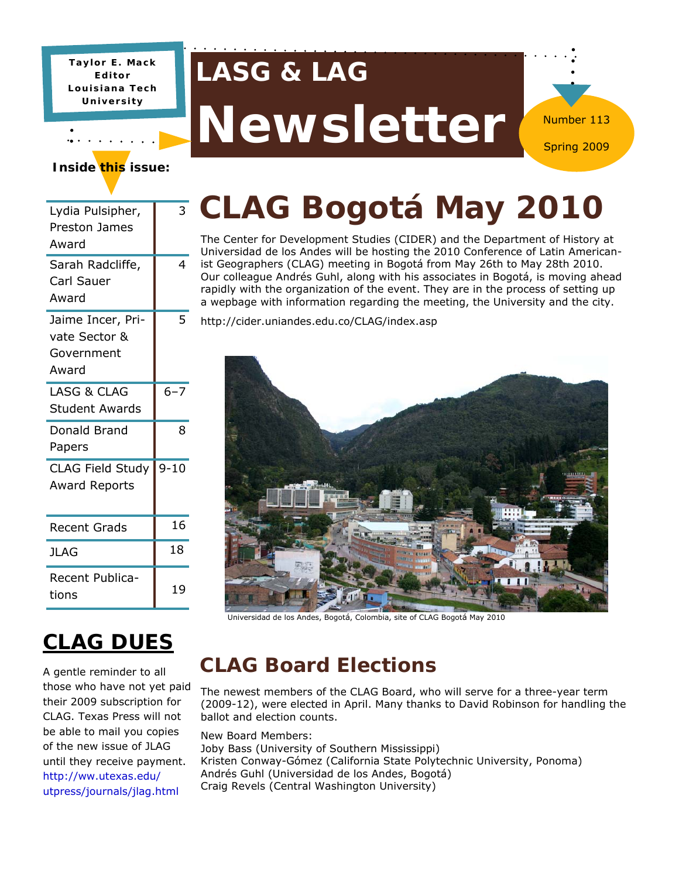Taylor E. Mack
Editor
Louisiana Tech University

# LASG & LAG Newsletter

Number 113

Spring 2009

**Inside this issue:**

| | |
|---|---|
| Lydia Pulsipher, Preston James Award | 3 |
| Sarah Radcliffe, Carl Sauer Award | 4 |
| Jaime Incer, Private Sector & Government Award | 5 |
| LASG & CLAG Student Awards | 6–7 |
| Donald Brand Papers | 8 |
| CLAG Field Study Award Reports | 9-10 |
| Recent Grads | 16 |
| JLAG | 18 |
| Recent Publications | 19 |

## CLAG DUES

A gentle reminder to all those who have not yet paid their 2009 subscription for CLAG. Texas Press will not be able to mail you copies of the new issue of JLAG until they receive payment. http://ww.utexas.edu/utpress/journals/jlag.html

# CLAG Bogotá May 2010

The Center for Development Studies (CIDER) and the Department of History at Universidad de los Andes will be hosting the 2010 Conference of Latin Americanist Geographers (CLAG) meeting in Bogotá from May 26th to May 28th 2010. Our colleague Andrés Guhl, along with his associates in Bogotá, is moving ahead rapidly with the organization of the event. They are in the process of setting up a webpage with information regarding the meeting, the University and the city.

http://cider.uniandes.edu.co/CLAG/index.asp

Universidad de los Andes, Bogotá, Colombia, site of CLAG Bogotá May 2010

## CLAG Board Elections

The newest members of the CLAG Board, who will serve for a three-year term (2009-12), were elected in April. Many thanks to David Robinson for handling the ballot and election counts.

New Board Members:
Joby Bass (University of Southern Mississippi)
Kristen Conway-Gómez (California State Polytechnic University, Ponoma)
Andrés Guhl (Universidad de los Andes, Bogotá)
Craig Revels (Central Washington University)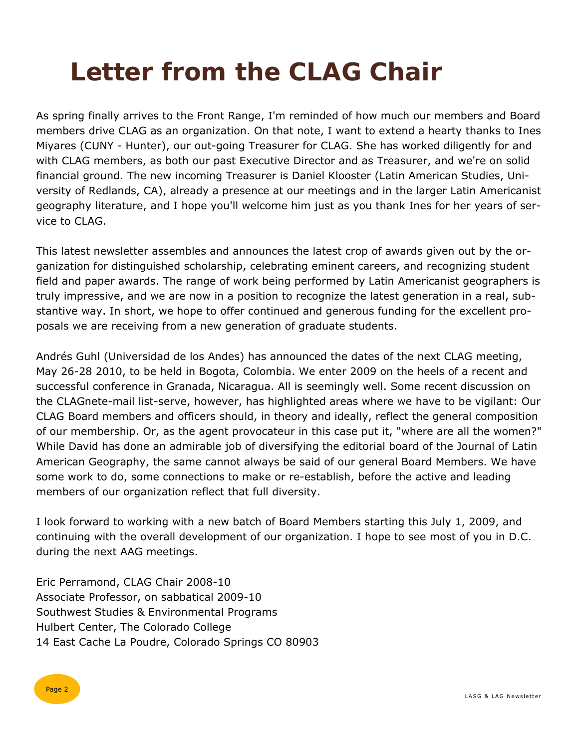# Letter from the CLAG Chair

As spring finally arrives to the Front Range, I'm reminded of how much our members and Board members drive CLAG as an organization. On that note, I want to extend a hearty thanks to Ines Miyares (CUNY - Hunter), our out-going Treasurer for CLAG. She has worked diligently for and with CLAG members, as both our past Executive Director and as Treasurer, and we're on solid financial ground. The new incoming Treasurer is Daniel Klooster (Latin American Studies, University of Redlands, CA), already a presence at our meetings and in the larger Latin Americanist geography literature, and I hope you'll welcome him just as you thank Ines for her years of service to CLAG.

This latest newsletter assembles and announces the latest crop of awards given out by the organization for distinguished scholarship, celebrating eminent careers, and recognizing student field and paper awards. The range of work being performed by Latin Americanist geographers is truly impressive, and we are now in a position to recognize the latest generation in a real, substantive way. In short, we hope to offer continued and generous funding for the excellent proposals we are receiving from a new generation of graduate students.

Andrés Guhl (Universidad de los Andes) has announced the dates of the next CLAG meeting, May 26-28 2010, to be held in Bogota, Colombia. We enter 2009 on the heels of a recent and successful conference in Granada, Nicaragua. All is seemingly well. Some recent discussion on the CLAGnete-mail list-serve, however, has highlighted areas where we have to be vigilant: Our CLAG Board members and officers should, in theory and ideally, reflect the general composition of our membership. Or, as the agent provocateur in this case put it, "where are all the women?" While David has done an admirable job of diversifying the editorial board of the Journal of Latin American Geography, the same cannot always be said of our general Board Members. We have some work to do, some connections to make or re-establish, before the active and leading members of our organization reflect that full diversity.

I look forward to working with a new batch of Board Members starting this July 1, 2009, and continuing with the overall development of our organization. I hope to see most of you in D.C. during the next AAG meetings.

Eric Perramond, CLAG Chair 2008-10
Associate Professor, on sabbatical 2009-10
Southwest Studies & Environmental Programs
Hulbert Center, The Colorado College
14 East Cache La Poudre, Colorado Springs CO 80903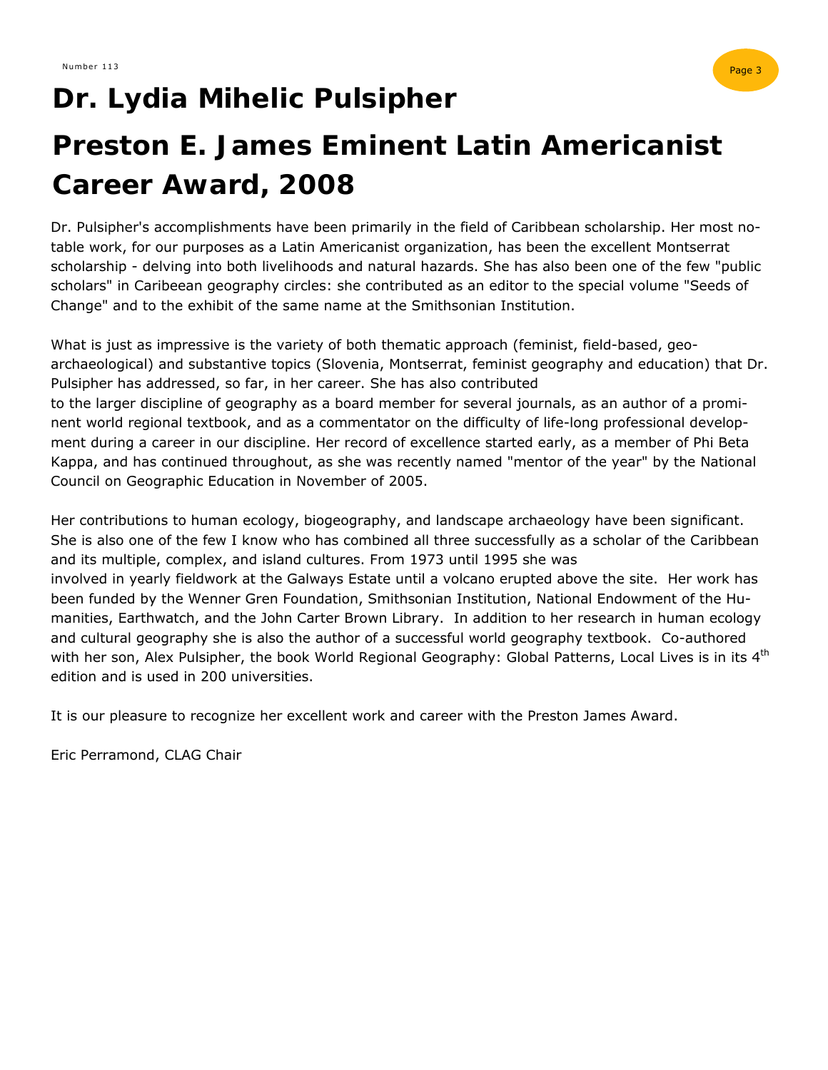# Dr. Lydia Mihelic Pulsipher

# Preston E. James Eminent Latin Americanist Career Award, 2008

Dr. Pulsipher's accomplishments have been primarily in the field of Caribbean scholarship. Her most notable work, for our purposes as a Latin Americanist organization, has been the excellent Montserrat scholarship - delving into both livelihoods and natural hazards. She has also been one of the few "public scholars" in Caribeean geography circles: she contributed as an editor to the special volume "Seeds of Change" and to the exhibit of the same name at the Smithsonian Institution.

What is just as impressive is the variety of both thematic approach (feminist, field-based, geoarchaeological) and substantive topics (Slovenia, Montserrat, feminist geography and education) that Dr. Pulsipher has addressed, so far, in her career. She has also contributed to the larger discipline of geography as a board member for several journals, as an author of a prominent world regional textbook, and as a commentator on the difficulty of life-long professional development during a career in our discipline. Her record of excellence started early, as a member of Phi Beta Kappa, and has continued throughout, as she was recently named "mentor of the year" by the National Council on Geographic Education in November of 2005.

Her contributions to human ecology, biogeography, and landscape archaeology have been significant. She is also one of the few I know who has combined all three successfully as a scholar of the Caribbean and its multiple, complex, and island cultures. From 1973 until 1995 she was involved in yearly fieldwork at the Galways Estate until a volcano erupted above the site. Her work has been funded by the Wenner Gren Foundation, Smithsonian Institution, National Endowment of the Humanities, Earthwatch, and the John Carter Brown Library. In addition to her research in human ecology and cultural geography she is also the author of a successful world geography textbook. Co-authored with her son, Alex Pulsipher, the book World Regional Geography: Global Patterns, Local Lives is in its 4th edition and is used in 200 universities.

It is our pleasure to recognize her excellent work and career with the Preston James Award.

Eric Perramond, CLAG Chair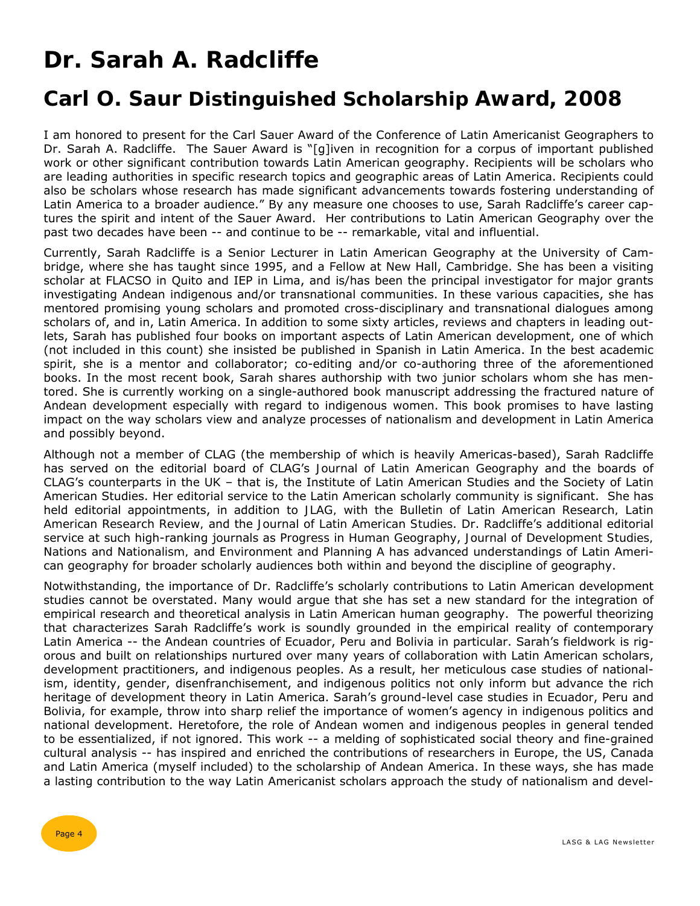# Dr. Sarah A. Radcliffe

## Carl O. Saur Distinguished Scholarship Award, 2008

I am honored to present for the Carl Sauer Award of the Conference of Latin Americanist Geographers to Dr. Sarah A. Radcliffe. The Sauer Award is "[g]iven in recognition for a corpus of important published work or other significant contribution towards Latin American geography. Recipients will be scholars who are leading authorities in specific research topics and geographic areas of Latin America. Recipients could also be scholars whose research has made significant advancements towards fostering understanding of Latin America to a broader audience." By any measure one chooses to use, Sarah Radcliffe's career captures the spirit and intent of the Sauer Award. Her contributions to Latin American Geography over the past two decades have been -- and continue to be -- remarkable, vital and influential.

Currently, Sarah Radcliffe is a Senior Lecturer in Latin American Geography at the University of Cambridge, where she has taught since 1995, and a Fellow at New Hall, Cambridge. She has been a visiting scholar at FLACSO in Quito and IEP in Lima, and is/has been the principal investigator for major grants investigating Andean indigenous and/or transnational communities. In these various capacities, she has mentored promising young scholars and promoted cross-disciplinary and transnational dialogues among scholars of, and in, Latin America. In addition to some sixty articles, reviews and chapters in leading outlets, Sarah has published four books on important aspects of Latin American development, one of which (not included in this count) she insisted be published in Spanish in Latin America. In the best academic spirit, she is a mentor and collaborator; co-editing and/or co-authoring three of the aforementioned books. In the most recent book, Sarah shares authorship with two junior scholars whom she has mentored. She is currently working on a single-authored book manuscript addressing the fractured nature of Andean development especially with regard to indigenous women. This book promises to have lasting impact on the way scholars view and analyze processes of nationalism and development in Latin America and possibly beyond.

Although not a member of CLAG (the membership of which is heavily Americas-based), Sarah Radcliffe has served on the editorial board of CLAG's *Journal of Latin American Geography* and the boards of CLAG's counterparts in the UK – that is, the Institute of Latin American Studies and the Society of Latin American Studies. Her editorial service to the Latin American scholarly community is significant. She has held editorial appointments, in addition to *JLAG*, with the *Bulletin of Latin American Research*, *Latin American Research Review*, and the *Journal of Latin American Studies*. Dr. Radcliffe's additional editorial service at such high-ranking journals as *Progress in Human Geography*, *Journal of Development Studies*, *Nations and Nationalism*, and *Environment and Planning A* has advanced understandings of Latin American geography for broader scholarly audiences both within and beyond the discipline of geography.

Notwithstanding, the importance of Dr. Radcliffe's scholarly contributions to Latin American development studies cannot be overstated. Many would argue that she has set a new standard for the integration of empirical research and theoretical analysis in Latin American human geography. The powerful theorizing that characterizes Sarah Radcliffe's work is soundly grounded in the empirical reality of contemporary Latin America -- the Andean countries of Ecuador, Peru and Bolivia in particular. Sarah's fieldwork is rigorous and built on relationships nurtured over many years of collaboration with Latin American scholars, development practitioners, and indigenous peoples. As a result, her meticulous case studies of nationalism, identity, gender, disenfranchisement, and indigenous politics not only inform but advance the rich heritage of development theory in Latin America. Sarah's ground-level case studies in Ecuador, Peru and Bolivia, for example, throw into sharp relief the importance of women's agency in indigenous politics and national development. Heretofore, the role of Andean women and indigenous peoples in general tended to be essentialized, if not ignored. This work -- a melding of sophisticated social theory and fine-grained cultural analysis -- has inspired and enriched the contributions of researchers in Europe, the US, Canada and Latin America (myself included) to the scholarship of Andean America. In these ways, she has made a lasting contribution to the way Latin Americanist scholars approach the study of nationalism and devel-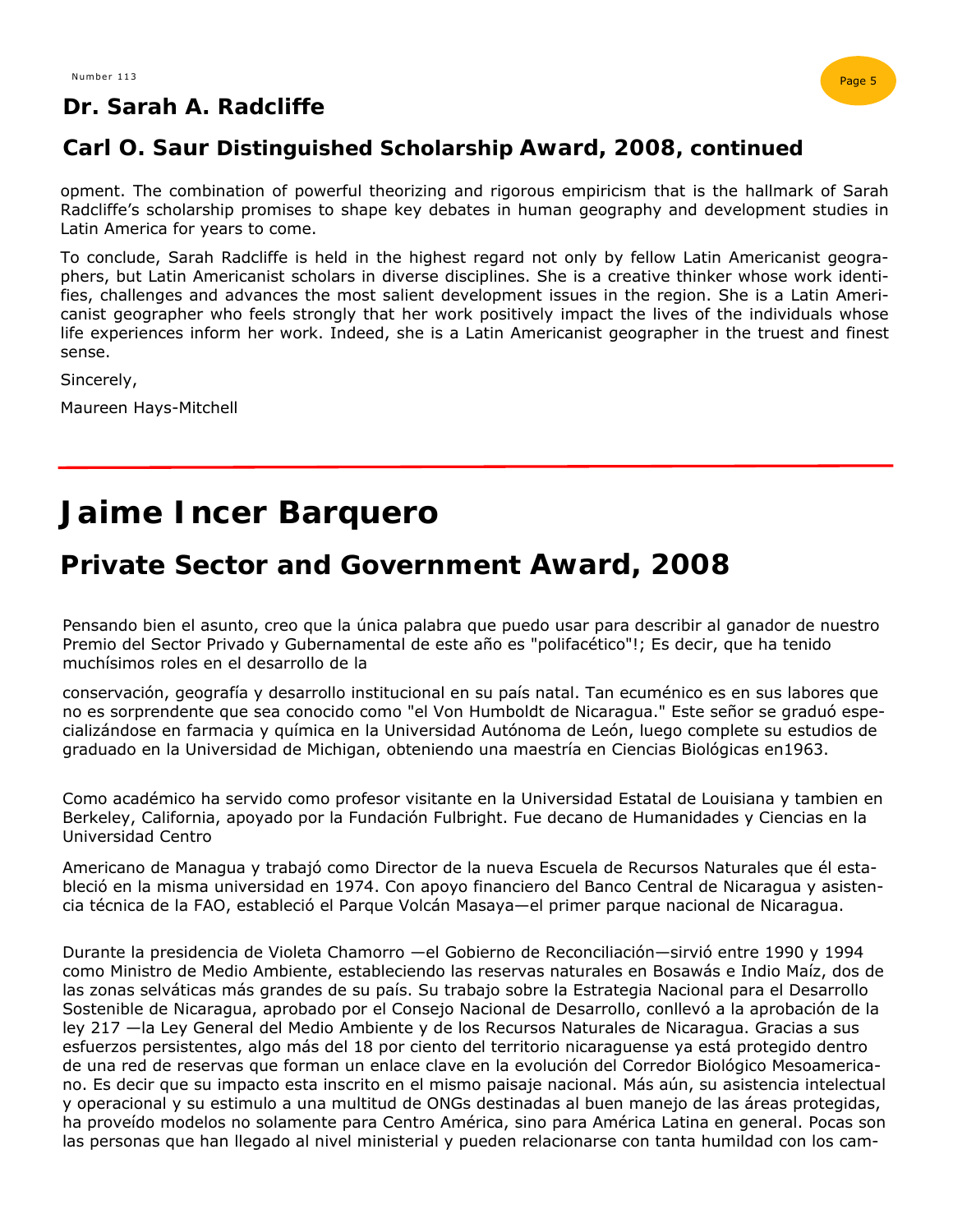## Dr. Sarah A. Radcliffe

### Carl O. Saur Distinguished Scholarship Award, 2008, continued

opment. The combination of powerful theorizing and rigorous empiricism that is the hallmark of Sarah Radcliffe's scholarship promises to shape key debates in human geography and development studies in Latin America for years to come.

To conclude, Sarah Radcliffe is held in the highest regard not only by fellow Latin Americanist geographers, but Latin Americanist scholars in diverse disciplines. She is a creative thinker whose work identifies, challenges and advances the most salient development issues in the region. She is a Latin Americanist geographer who feels strongly that her work positively impact the lives of the individuals whose life experiences inform her work. Indeed, she is a Latin Americanist geographer in the truest and finest sense.

Sincerely,

Maureen Hays-Mitchell

---

# Jaime Incer Barquero

## Private Sector and Government Award, 2008

Pensando bien el asunto, creo que la única palabra que puedo usar para describir al ganador de nuestro Premio del Sector Privado y Gubernamental de este año es "polifacético"!; Es decir, que ha tenido muchísimos roles en el desarrollo de la conservación, geografía y desarrollo institucional en su país natal. Tan ecuménico es en sus labores que no es sorprendente que sea conocido como "el Von Humboldt de Nicaragua." Este señor se graduó especializándose en farmacia y química en la Universidad Autónoma de León, luego complete su estudios de graduado en la Universidad de Michigan, obteniendo una maestría en Ciencias Biológicas en1963.

Como académico ha servido como profesor visitante en la Universidad Estatal de Louisiana y tambien en Berkeley, California, apoyado por la Fundación Fulbright. Fue decano de Humanidades y Ciencias en la Universidad Centro Americano de Managua y trabajó como Director de la nueva Escuela de Recursos Naturales que él estableció en la misma universidad en 1974. Con apoyo financiero del Banco Central de Nicaragua y asistencia técnica de la FAO, estableció el Parque Volcán Masaya—el primer parque nacional de Nicaragua.

Durante la presidencia de Violeta Chamorro —el Gobierno de Reconciliación—sirvió entre 1990 y 1994 como Ministro de Medio Ambiente, estableciendo las reservas naturales en Bosawás e Indio Maíz, dos de las zonas selváticas más grandes de su país. Su trabajo sobre la Estrategia Nacional para el Desarrollo Sostenible de Nicaragua, aprobado por el Consejo Nacional de Desarrollo, conllevó a la aprobación de la ley 217 —la Ley General del Medio Ambiente y de los Recursos Naturales de Nicaragua. Gracias a sus esfuerzos persistentes, algo más del 18 por ciento del territorio nicaraguense ya está protegido dentro de una red de reservas que forman un enlace clave en la evolución del Corredor Biológico Mesoamericano. Es decir que su impacto esta inscrito en el mismo paisaje nacional. Más aún, su asistencia intelectual y operacional y su estimulo a una multitud de ONGs destinadas al buen manejo de las áreas protegidas, ha proveído modelos no solamente para Centro América, sino para América Latina en general. Pocas son las personas que han llegado al nivel ministerial y pueden relacionarse con tanta humildad con los cam-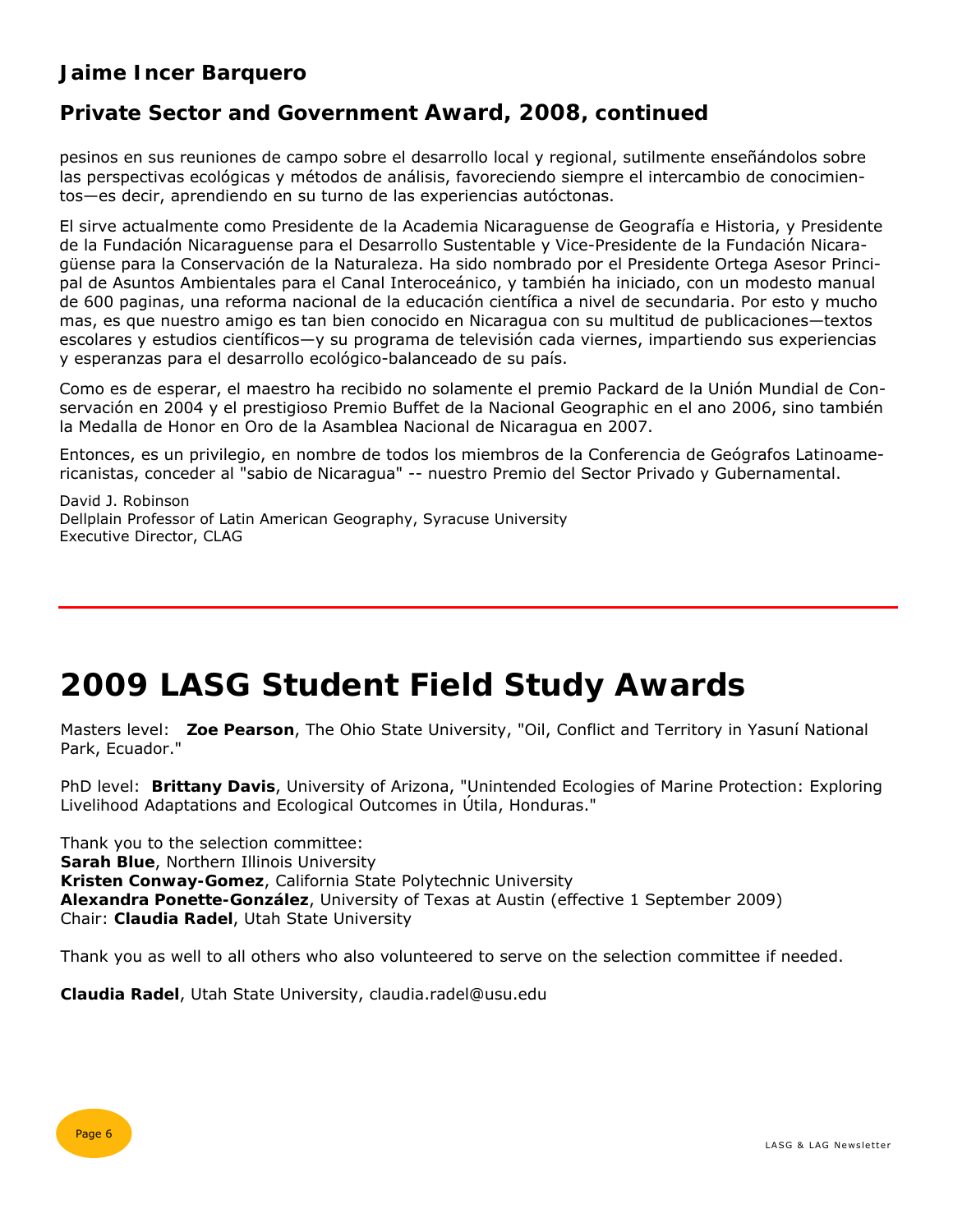## Jaime Incer Barquero

## Private Sector and Government Award, 2008, continued

pesinos en sus reuniones de campo sobre el desarrollo local y regional, sutilmente enseñándolos sobre las perspectivas ecológicas y métodos de análisis, favoreciendo siempre el intercambio de conocimientos—es decir, aprendiendo en su turno de las experiencias autóctonas.

El sirve actualmente como Presidente de la Academia Nicaraguense de Geografía e Historia, y Presidente de la Fundación Nicaraguense para el Desarrollo Sustentable y Vice-Presidente de la Fundación Nicaragüense para la Conservación de la Naturaleza. Ha sido nombrado por el Presidente Ortega Asesor Principal de Asuntos Ambientales para el Canal Interoceánico, y también ha iniciado, con un modesto manual de 600 paginas, una reforma nacional de la educación científica a nivel de secundaria. Por esto y mucho mas, es que nuestro amigo es tan bien conocido en Nicaragua con su multitud de publicaciones—textos escolares y estudios científicos—y su programa de televisión cada viernes, impartiendo sus experiencias y esperanzas para el desarrollo ecológico-balanceado de su país.

Como es de esperar, el maestro ha recibido no solamente el premio Packard de la Unión Mundial de Conservación en 2004 y el prestigioso Premio Buffet de la Nacional Geographic en el ano 2006, sino también la Medalla de Honor en Oro de la Asamblea Nacional de Nicaragua en 2007.

Entonces, es un privilegio, en nombre de todos los miembros de la Conferencia de Geógrafos Latinoamericanistas, conceder al "sabio de Nicaragua" -- nuestro Premio del Sector Privado y Gubernamental.

David J. Robinson
Dellplain Professor of Latin American Geography, Syracuse University
Executive Director, CLAG

---

# 2009 LASG Student Field Study Awards

Masters level: **Zoe Pearson**, The Ohio State University, "Oil, Conflict and Territory in Yasuní National Park, Ecuador."

PhD level: **Brittany Davis**, University of Arizona, "Unintended Ecologies of Marine Protection: Exploring Livelihood Adaptations and Ecological Outcomes in Útila, Honduras."

Thank you to the selection committee:
**Sarah Blue**, Northern Illinois University
**Kristen Conway-Gomez**, California State Polytechnic University
**Alexandra Ponette-González**, University of Texas at Austin (effective 1 September 2009)
Chair: **Claudia Radel**, Utah State University

Thank you as well to all others who also volunteered to serve on the selection committee if needed.

**Claudia Radel**, Utah State University, claudia.radel@usu.edu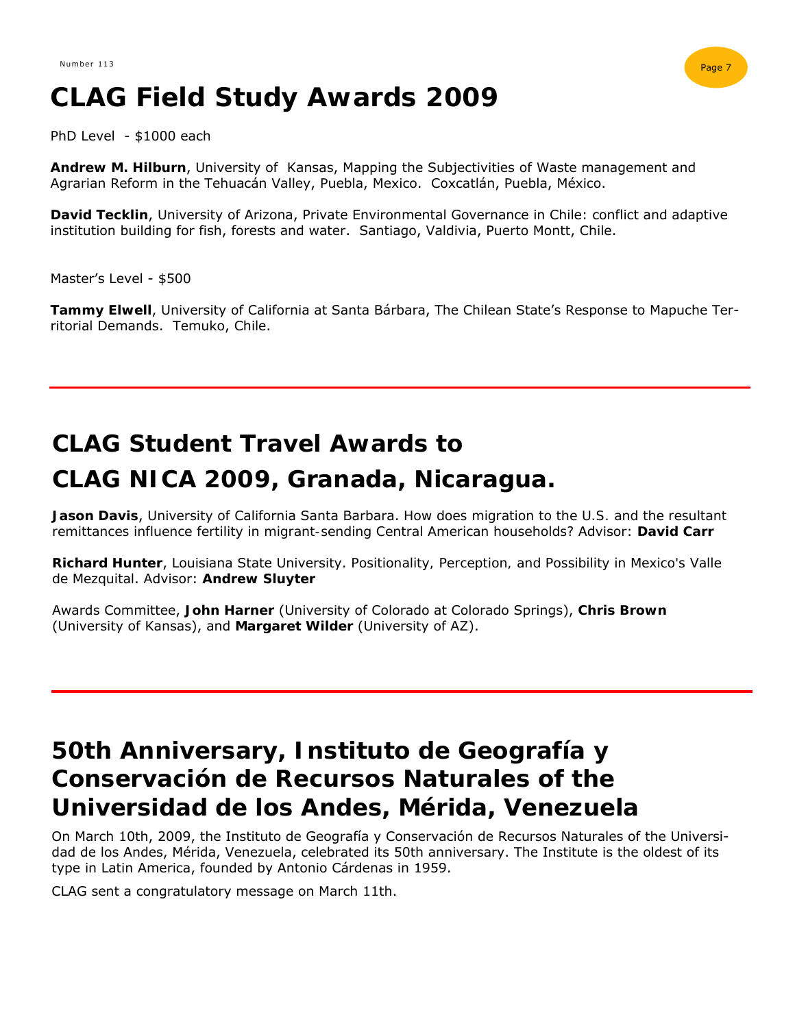# CLAG Field Study Awards 2009

PhD Level - $1000 each

**Andrew M. Hilburn**, University of Kansas, Mapping the Subjectivities of Waste management and Agrarian Reform in the Tehuacán Valley, Puebla, Mexico. Coxcatlán, Puebla, México.

**David Tecklin**, University of Arizona, Private Environmental Governance in Chile: conflict and adaptive institution building for fish, forests and water. Santiago, Valdivia, Puerto Montt, Chile.

Master's Level - $500

**Tammy Elwell**, University of California at Santa Bárbara, The Chilean State's Response to Mapuche Territorial Demands. Temuko, Chile.

---

# CLAG Student Travel Awards to CLAG NICA 2009, Granada, Nicaragua.

**Jason Davis**, University of California Santa Barbara. How does migration to the U.S. and the resultant remittances influence fertility in migrant-sending Central American households? Advisor: **David Carr**

**Richard Hunter**, Louisiana State University. Positionality, Perception, and Possibility in Mexico's Valle de Mezquital. Advisor: **Andrew Sluyter**

Awards Committee, **John Harner** (University of Colorado at Colorado Springs), **Chris Brown** (University of Kansas), and **Margaret Wilder** (University of AZ).

---

# 50th Anniversary, Instituto de Geografía y Conservación de Recursos Naturales of the Universidad de los Andes, Mérida, Venezuela

On March 10th, 2009, the Instituto de Geografía y Conservación de Recursos Naturales of the Universidad de los Andes, Mérida, Venezuela, celebrated its 50th anniversary. The Institute is the oldest of its type in Latin America, founded by Antonio Cárdenas in 1959.

CLAG sent a congratulatory message on March 11th.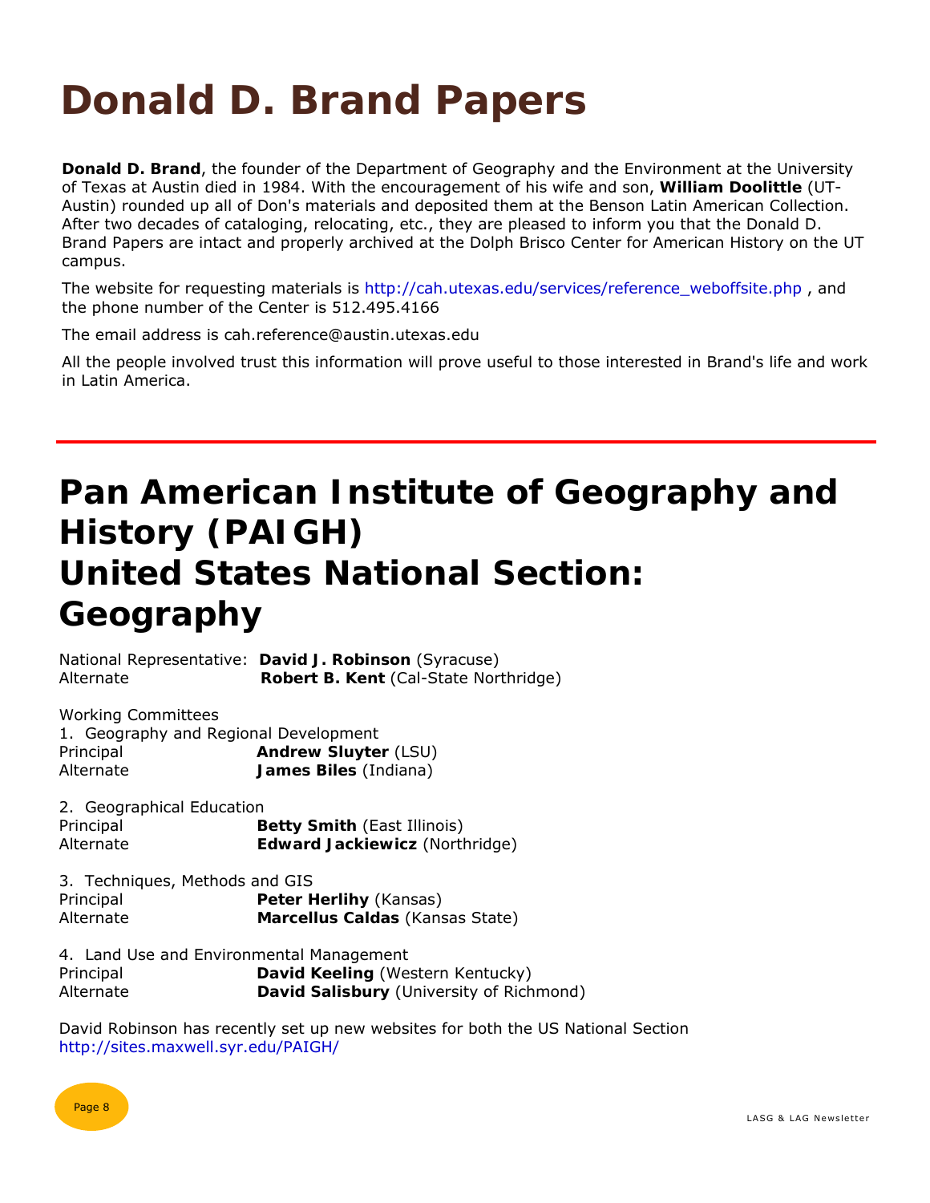# Donald D. Brand Papers

**Donald D. Brand**, the founder of the Department of Geography and the Environment at the University of Texas at Austin died in 1984. With the encouragement of his wife and son, **William Doolittle** (UT-Austin) rounded up all of Don's materials and deposited them at the Benson Latin American Collection. After two decades of cataloging, relocating, etc., they are pleased to inform you that the Donald D. Brand Papers are intact and properly archived at the Dolph Brisco Center for American History on the UT campus.

The website for requesting materials is http://cah.utexas.edu/services/reference_weboffsite.php , and the phone number of the Center is 512.495.4166

The email address is cah.reference@austin.utexas.edu

All the people involved trust this information will prove useful to those interested in Brand's life and work in Latin America.

---

# Pan American Institute of Geography and History (PAIGH)
# United States National Section: Geography

National Representative: **David J. Robinson** (Syracuse)
Alternate **Robert B. Kent** (Cal-State Northridge)

Working Committees

1. Geography and Regional Development
Principal **Andrew Sluyter** (LSU)
Alternate **James Biles** (Indiana)

2. Geographical Education
Principal **Betty Smith** (East Illinois)
Alternate **Edward Jackiewicz** (Northridge)

3. Techniques, Methods and GIS
Principal **Peter Herlihy** (Kansas)
Alternate **Marcellus Caldas** (Kansas State)

4. Land Use and Environmental Management
Principal **David Keeling** (Western Kentucky)
Alternate **David Salisbury** (University of Richmond)

David Robinson has recently set up new websites for both the US National Section
http://sites.maxwell.syr.edu/PAIGH/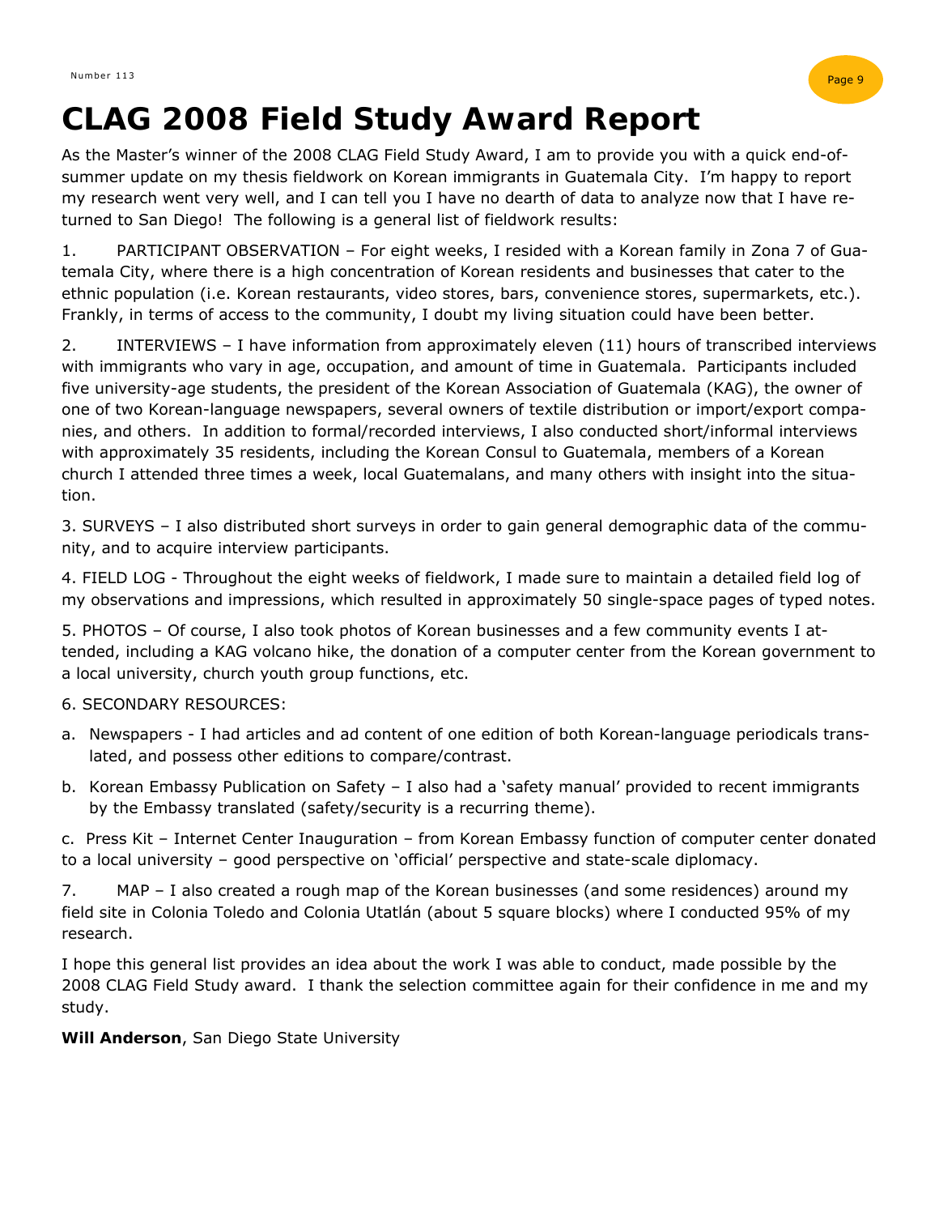# CLAG 2008 Field Study Award Report

As the Master's winner of the 2008 CLAG Field Study Award, I am to provide you with a quick end-of-summer update on my thesis fieldwork on Korean immigrants in Guatemala City. I'm happy to report my research went very well, and I can tell you I have no dearth of data to analyze now that I have returned to San Diego! The following is a general list of fieldwork results:

1. PARTICIPANT OBSERVATION – For eight weeks, I resided with a Korean family in Zona 7 of Guatemala City, where there is a high concentration of Korean residents and businesses that cater to the ethnic population (i.e. Korean restaurants, video stores, bars, convenience stores, supermarkets, etc.). Frankly, in terms of access to the community, I doubt my living situation could have been better.

2. INTERVIEWS – I have information from approximately eleven (11) hours of transcribed interviews with immigrants who vary in age, occupation, and amount of time in Guatemala. Participants included five university-age students, the president of the Korean Association of Guatemala (KAG), the owner of one of two Korean-language newspapers, several owners of textile distribution or import/export companies, and others. In addition to formal/recorded interviews, I also conducted short/informal interviews with approximately 35 residents, including the Korean Consul to Guatemala, members of a Korean church I attended three times a week, local Guatemalans, and many others with insight into the situation.

3. SURVEYS – I also distributed short surveys in order to gain general demographic data of the community, and to acquire interview participants.

4. FIELD LOG - Throughout the eight weeks of fieldwork, I made sure to maintain a detailed field log of my observations and impressions, which resulted in approximately 50 single-space pages of typed notes.

5. PHOTOS – Of course, I also took photos of Korean businesses and a few community events I attended, including a KAG volcano hike, the donation of a computer center from the Korean government to a local university, church youth group functions, etc.

6. SECONDARY RESOURCES:

a. Newspapers - I had articles and ad content of one edition of both Korean-language periodicals translated, and possess other editions to compare/contrast.

b. Korean Embassy Publication on Safety – I also had a 'safety manual' provided to recent immigrants by the Embassy translated (safety/security is a recurring theme).

c. Press Kit – Internet Center Inauguration – from Korean Embassy function of computer center donated to a local university – good perspective on 'official' perspective and state-scale diplomacy.

7. MAP – I also created a rough map of the Korean businesses (and some residences) around my field site in Colonia Toledo and Colonia Utatlán (about 5 square blocks) where I conducted 95% of my research.

I hope this general list provides an idea about the work I was able to conduct, made possible by the 2008 CLAG Field Study award. I thank the selection committee again for their confidence in me and my study.

**Will Anderson**, San Diego State University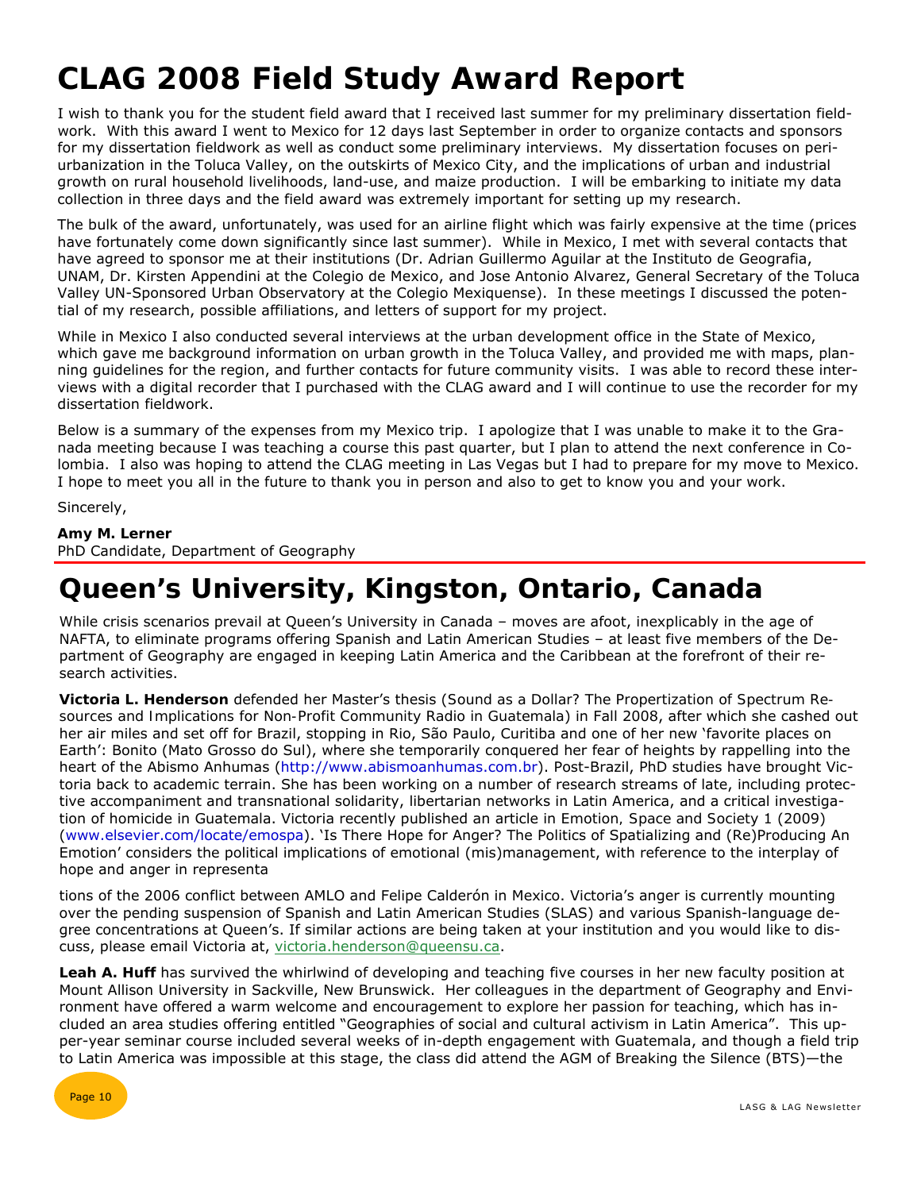# CLAG 2008 Field Study Award Report

I wish to thank you for the student field award that I received last summer for my preliminary dissertation fieldwork. With this award I went to Mexico for 12 days last September in order to organize contacts and sponsors for my dissertation fieldwork as well as conduct some preliminary interviews. My dissertation focuses on peri-urbanization in the Toluca Valley, on the outskirts of Mexico City, and the implications of urban and industrial growth on rural household livelihoods, land-use, and maize production. I will be embarking to initiate my data collection in three days and the field award was extremely important for setting up my research.

The bulk of the award, unfortunately, was used for an airline flight which was fairly expensive at the time (prices have fortunately come down significantly since last summer). While in Mexico, I met with several contacts that have agreed to sponsor me at their institutions (Dr. Adrian Guillermo Aguilar at the Instituto de Geografia, UNAM, Dr. Kirsten Appendini at the Colegio de Mexico, and Jose Antonio Alvarez, General Secretary of the Toluca Valley UN-Sponsored Urban Observatory at the Colegio Mexiquense). In these meetings I discussed the potential of my research, possible affiliations, and letters of support for my project.

While in Mexico I also conducted several interviews at the urban development office in the State of Mexico, which gave me background information on urban growth in the Toluca Valley, and provided me with maps, planning guidelines for the region, and further contacts for future community visits. I was able to record these interviews with a digital recorder that I purchased with the CLAG award and I will continue to use the recorder for my dissertation fieldwork.

Below is a summary of the expenses from my Mexico trip. I apologize that I was unable to make it to the Granada meeting because I was teaching a course this past quarter, but I plan to attend the next conference in Colombia. I also was hoping to attend the CLAG meeting in Las Vegas but I had to prepare for my move to Mexico. I hope to meet you all in the future to thank you in person and also to get to know you and your work.

Sincerely,

**Amy M. Lerner**
PhD Candidate, Department of Geography

# Queen's University, Kingston, Ontario, Canada

While crisis scenarios prevail at Queen's University in Canada – moves are afoot, inexplicably in the age of NAFTA, to eliminate programs offering Spanish and Latin American Studies – at least five members of the Department of Geography are engaged in keeping Latin America and the Caribbean at the forefront of their research activities.

**Victoria L. Henderson** defended her Master's thesis (Sound as a Dollar? The Propertization of Spectrum Resources and Implications for Non-Profit Community Radio in Guatemala) in Fall 2008, after which she cashed out her air miles and set off for Brazil, stopping in Rio, São Paulo, Curitiba and one of her new 'favorite places on Earth': Bonito (Mato Grosso do Sul), where she temporarily conquered her fear of heights by rappelling into the heart of the Abismo Anhumas (http://www.abismoanhumas.com.br). Post-Brazil, PhD studies have brought Victoria back to academic terrain. She has been working on a number of research streams of late, including protective accompaniment and transnational solidarity, libertarian networks in Latin America, and a critical investigation of homicide in Guatemala. Victoria recently published an article in Emotion, Space and Society 1 (2009) (www.elsevier.com/locate/emospa). 'Is There Hope for Anger? The Politics of Spatializing and (Re)Producing An Emotion' considers the political implications of emotional (mis)management, with reference to the interplay of hope and anger in representations of the 2006 conflict between AMLO and Felipe Calderón in Mexico. Victoria's anger is currently mounting over the pending suspension of Spanish and Latin American Studies (SLAS) and various Spanish-language degree concentrations at Queen's. If similar actions are being taken at your institution and you would like to discuss, please email Victoria at, victoria.henderson@queensu.ca.

**Leah A. Huff** has survived the whirlwind of developing and teaching five courses in her new faculty position at Mount Allison University in Sackville, New Brunswick. Her colleagues in the department of Geography and Environment have offered a warm welcome and encouragement to explore her passion for teaching, which has included an area studies offering entitled "Geographies of social and cultural activism in Latin America". This upper-year seminar course included several weeks of in-depth engagement with Guatemala, and though a field trip to Latin America was impossible at this stage, the class did attend the AGM of Breaking the Silence (BTS)—the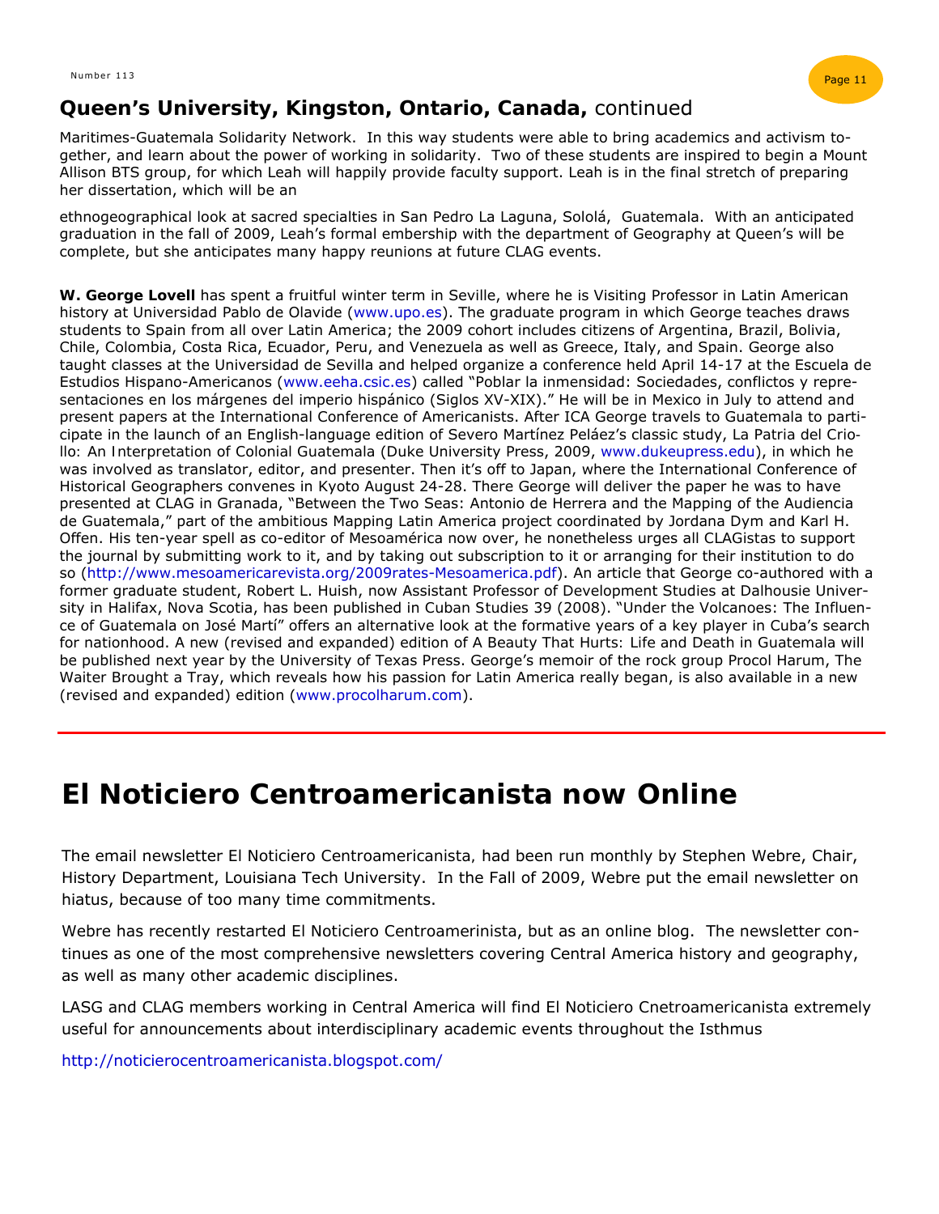## Queen's University, Kingston, Ontario, Canada, continued

Maritimes-Guatemala Solidarity Network. In this way students were able to bring academics and activism together, and learn about the power of working in solidarity. Two of these students are inspired to begin a Mount Allison BTS group, for which Leah will happily provide faculty support. Leah is in the final stretch of preparing her dissertation, which will be an

ethnogeographical look at sacred specialties in San Pedro La Laguna, Sololá, Guatemala. With an anticipated graduation in the fall of 2009, Leah's formal embership with the department of Geography at Queen's will be complete, but she anticipates many happy reunions at future CLAG events.

**W. George Lovell** has spent a fruitful winter term in Seville, where he is Visiting Professor in Latin American history at Universidad Pablo de Olavide (www.upo.es). The graduate program in which George teaches draws students to Spain from all over Latin America; the 2009 cohort includes citizens of Argentina, Brazil, Bolivia, Chile, Colombia, Costa Rica, Ecuador, Peru, and Venezuela as well as Greece, Italy, and Spain. George also taught classes at the Universidad de Sevilla and helped organize a conference held April 14-17 at the Escuela de Estudios Hispano-Americanos (www.eeha.csic.es) called "Poblar la inmensidad: Sociedades, conflictos y representaciones en los márgenes del imperio hispánico (Siglos XV-XIX)." He will be in Mexico in July to attend and present papers at the International Conference of Americanists. After ICA George travels to Guatemala to participate in the launch of an English-language edition of Severo Martínez Peláez's classic study, La Patria del Criollo: An Interpretation of Colonial Guatemala (Duke University Press, 2009, www.dukeupress.edu), in which he was involved as translator, editor, and presenter. Then it's off to Japan, where the International Conference of Historical Geographers convenes in Kyoto August 24-28. There George will deliver the paper he was to have presented at CLAG in Granada, "Between the Two Seas: Antonio de Herrera and the Mapping of the Audiencia de Guatemala," part of the ambitious Mapping Latin America project coordinated by Jordana Dym and Karl H. Offen. His ten-year spell as co-editor of Mesoamérica now over, he nonetheless urges all CLAGistas to support the journal by submitting work to it, and by taking out subscription to it or arranging for their institution to do so (http://www.mesoamericarevista.org/2009rates-Mesoamerica.pdf). An article that George co-authored with a former graduate student, Robert L. Huish, now Assistant Professor of Development Studies at Dalhousie University in Halifax, Nova Scotia, has been published in Cuban Studies 39 (2008). "Under the Volcanoes: The Influence of Guatemala on José Martí" offers an alternative look at the formative years of a key player in Cuba's search for nationhood. A new (revised and expanded) edition of A Beauty That Hurts: Life and Death in Guatemala will be published next year by the University of Texas Press. George's memoir of the rock group Procol Harum, The Waiter Brought a Tray, which reveals how his passion for Latin America really began, is also available in a new (revised and expanded) edition (www.procolharum.com).

# El Noticiero Centroamericanista now Online

The email newsletter El Noticiero Centroamericanista, had been run monthly by Stephen Webre, Chair, History Department, Louisiana Tech University. In the Fall of 2009, Webre put the email newsletter on hiatus, because of too many time commitments.

Webre has recently restarted El Noticiero Centroamerinista, but as an online blog. The newsletter continues as one of the most comprehensive newsletters covering Central America history and geography, as well as many other academic disciplines.

LASG and CLAG members working in Central America will find El Noticiero Cnetroamericanista extremely useful for announcements about interdisciplinary academic events throughout the Isthmus

http://noticierocentroamericanista.blogspot.com/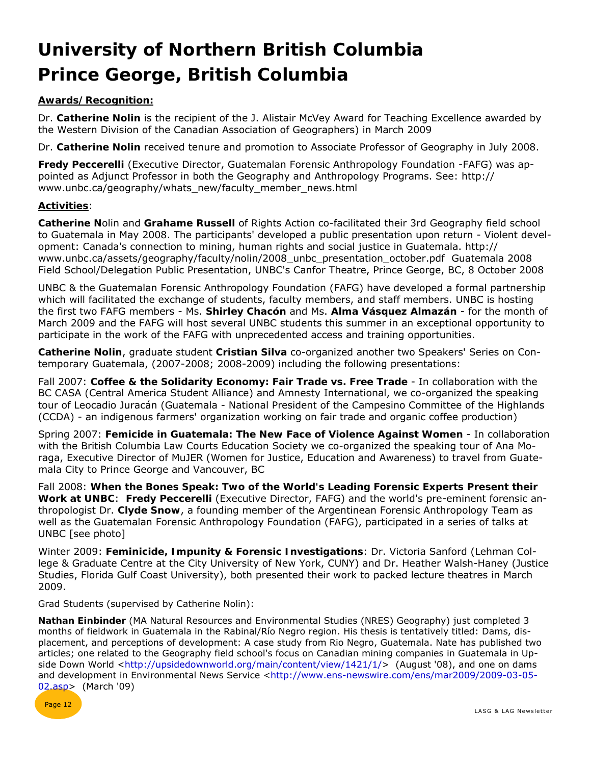# University of Northern British Columbia
# Prince George, British Columbia

**Awards/Recognition:**

Dr. **Catherine Nolin** is the recipient of the J. Alistair McVey Award for Teaching Excellence awarded by the Western Division of the Canadian Association of Geographers) in March 2009

Dr. **Catherine Nolin** received tenure and promotion to Associate Professor of Geography in July 2008.

**Fredy Peccerelli** (Executive Director, Guatemalan Forensic Anthropology Foundation -FAFG) was appointed as Adjunct Professor in both the Geography and Anthropology Programs. See: http://www.unbc.ca/geography/whats_new/faculty_member_news.html

**Activities**:

**Catherine N**olin and **Grahame Russell** of Rights Action co-facilitated their 3rd Geography field school to Guatemala in May 2008. The participants' developed a public presentation upon return - Violent development: Canada's connection to mining, human rights and social justice in Guatemala. http://www.unbc.ca/assets/geography/faculty/nolin/2008_unbc_presentation_october.pdf Guatemala 2008 Field School/Delegation Public Presentation, UNBC's Canfor Theatre, Prince George, BC, 8 October 2008

UNBC & the Guatemalan Forensic Anthropology Foundation (FAFG) have developed a formal partnership which will facilitated the exchange of students, faculty members, and staff members. UNBC is hosting the first two FAFG members - Ms. **Shirley Chacón** and Ms. **Alma Vásquez Almazán** - for the month of March 2009 and the FAFG will host several UNBC students this summer in an exceptional opportunity to participate in the work of the FAFG with unprecedented access and training opportunities.

**Catherine Nolin**, graduate student **Cristian Silva** co-organized another two Speakers' Series on Contemporary Guatemala, (2007-2008; 2008-2009) including the following presentations:

Fall 2007: **Coffee & the Solidarity Economy: Fair Trade vs. Free Trade** - In collaboration with the BC CASA (Central America Student Alliance) and Amnesty International, we co-organized the speaking tour of Leocadio Juracán (Guatemala - National President of the Campesino Committee of the Highlands (CCDA) - an indigenous farmers' organization working on fair trade and organic coffee production)

Spring 2007: **Femicide in Guatemala: The New Face of Violence Against Women** - In collaboration with the British Columbia Law Courts Education Society we co-organized the speaking tour of Ana Moraga, Executive Director of MuJER (Women for Justice, Education and Awareness) to travel from Guatemala City to Prince George and Vancouver, BC

Fall 2008: **When the Bones Speak: Two of the World's Leading Forensic Experts Present their Work at UNBC**: **Fredy Peccerelli** (Executive Director, FAFG) and the world's pre-eminent forensic anthropologist Dr. **Clyde Snow**, a founding member of the Argentinean Forensic Anthropology Team as well as the Guatemalan Forensic Anthropology Foundation (FAFG), participated in a series of talks at UNBC [see photo]

Winter 2009: **Feminicide, Impunity & Forensic Investigations**: Dr. Victoria Sanford (Lehman College & Graduate Centre at the City University of New York, CUNY) and Dr. Heather Walsh-Haney (Justice Studies, Florida Gulf Coast University), both presented their work to packed lecture theatres in March 2009.

Grad Students (supervised by Catherine Nolin):

**Nathan Einbinder** (MA Natural Resources and Environmental Studies (NRES) Geography) just completed 3 months of fieldwork in Guatemala in the Rabinal/Río Negro region. His thesis is tentatively titled: Dams, displacement, and perceptions of development: A case study from Rio Negro, Guatemala. Nate has published two articles; one related to the Geography field school's focus on Canadian mining companies in Guatemala in Upside Down World <http://upsidedownworld.org/main/content/view/1421/1/> (August '08), and one on dams and development in Environmental News Service <http://www.ens-newswire.com/ens/mar2009/2009-03-05-02.asp> (March '09)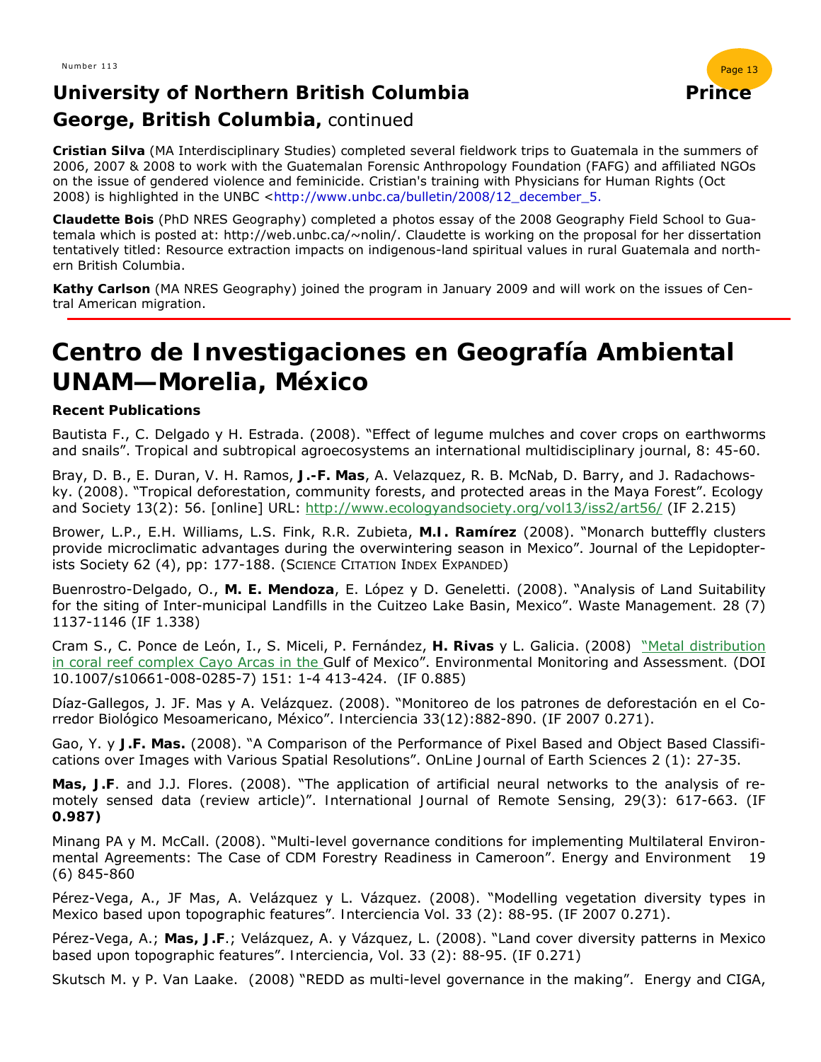## University of Northern British Columbia Prince George, British Columbia, continued

**Cristian Silva** (MA Interdisciplinary Studies) completed several fieldwork trips to Guatemala in the summers of 2006, 2007 & 2008 to work with the Guatemalan Forensic Anthropology Foundation (FAFG) and affiliated NGOs on the issue of gendered violence and feminicide. Cristian's training with Physicians for Human Rights (Oct 2008) is highlighted in the UNBC <http://www.unbc.ca/bulletin/2008/12_december_5.

**Claudette Bois** (PhD NRES Geography) completed a photos essay of the 2008 Geography Field School to Guatemala which is posted at: http://web.unbc.ca/~nolin/. Claudette is working on the proposal for her dissertation tentatively titled: Resource extraction impacts on indigenous-land spiritual values in rural Guatemala and northern British Columbia.

**Kathy Carlson** (MA NRES Geography) joined the program in January 2009 and will work on the issues of Central American migration.

# Centro de Investigaciones en Geografía Ambiental UNAM—Morelia, México

**Recent Publications**

Bautista F., C. Delgado y H. Estrada. (2008). "Effect of legume mulches and cover crops on earthworms and snails". Tropical and subtropical agroecosystems an international multidisciplinary journal, 8: 45-60.

Bray, D. B., E. Duran, V. H. Ramos, **J.-F. Mas**, A. Velazquez, R. B. McNab, D. Barry, and J. Radachowsky. (2008). "Tropical deforestation, community forests, and protected areas in the Maya Forest". Ecology and Society 13(2): 56. [online] URL: http://www.ecologyandsociety.org/vol13/iss2/art56/ (IF 2.215)

Brower, L.P., E.H. Williams, L.S. Fink, R.R. Zubieta, **M.I. Ramírez** (2008). "Monarch butteffly clusters provide microclimatic advantages during the overwintering season in Mexico". Journal of the Lepidopterists Society 62 (4), pp: 177-188. (Science Citation Index Expanded)

Buenrostro-Delgado, O., **M. E. Mendoza**, E. López y D. Geneletti. (2008). "Analysis of Land Suitability for the siting of Inter-municipal Landfills in the Cuitzeo Lake Basin, Mexico". Waste Management. 28 (7) 1137-1146 (IF 1.338)

Cram S., C. Ponce de León, I., S. Miceli, P. Fernández, **H. Rivas** y L. Galicia. (2008) "Metal distribution in coral reef complex Cayo Arcas in the Gulf of Mexico". Environmental Monitoring and Assessment. (DOI 10.1007/s10661-008-0285-7) 151: 1-4 413-424. (IF 0.885)

Díaz-Gallegos, J. JF. Mas y A. Velázquez. (2008). "Monitoreo de los patrones de deforestación en el Corredor Biológico Mesoamericano, México". Interciencia 33(12):882-890. (IF 2007 0.271).

Gao, Y. y **J.F. Mas.** (2008). "A Comparison of the Performance of Pixel Based and Object Based Classifications over Images with Various Spatial Resolutions". OnLine Journal of Earth Sciences 2 (1): 27-35.

**Mas, J.F**. and J.J. Flores. (2008). "The application of artificial neural networks to the analysis of remotely sensed data (review article)". International Journal of Remote Sensing, 29(3): 617-663. (IF **0.987)**

Minang PA y M. McCall. (2008). "Multi-level governance conditions for implementing Multilateral Environmental Agreements: The Case of CDM Forestry Readiness in Cameroon". Energy and Environment 19 (6) 845-860

Pérez-Vega, A., JF Mas, A. Velázquez y L. Vázquez. (2008). "Modelling vegetation diversity types in Mexico based upon topographic features". Interciencia Vol. 33 (2): 88-95. (IF 2007 0.271).

Pérez-Vega, A.; **Mas, J.F**.; Velázquez, A. y Vázquez, L. (2008). "Land cover diversity patterns in Mexico based upon topographic features". Interciencia, Vol. 33 (2): 88-95. (IF 0.271)

Skutsch M. y P. Van Laake. (2008) "REDD as multi-level governance in the making". Energy and CIGA,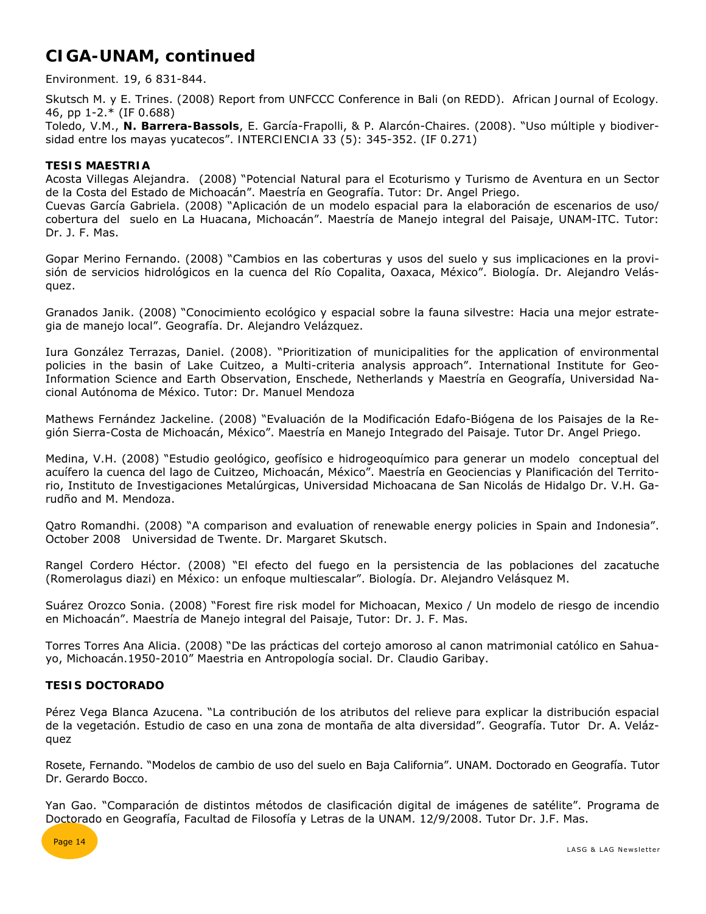# CIGA-UNAM, continued

Environment. 19, 6 831-844.

Skutsch M. y E. Trines. (2008) Report from UNFCCC Conference in Bali (on REDD). African Journal of Ecology. 46, pp 1-2.* (IF 0.688)

Toledo, V.M., **N. Barrera-Bassols**, E. García-Frapolli, & P. Alarcón-Chaires. (2008). "Uso múltiple y biodiversidad entre los mayas yucatecos". INTERCIENCIA 33 (5): 345-352. (IF 0.271)

### TESIS MAESTRIA

Acosta Villegas Alejandra. (2008) "Potencial Natural para el Ecoturismo y Turismo de Aventura en un Sector de la Costa del Estado de Michoacán". Maestría en Geografía. Tutor: Dr. Angel Priego.

Cuevas García Gabriela. (2008) "Aplicación de un modelo espacial para la elaboración de escenarios de uso/cobertura del suelo en La Huacana, Michoacán". Maestría de Manejo integral del Paisaje, UNAM-ITC. Tutor: Dr. J. F. Mas.

Gopar Merino Fernando. (2008) "Cambios en las coberturas y usos del suelo y sus implicaciones en la provisión de servicios hidrológicos en la cuenca del Río Copalita, Oaxaca, México". Biología. Dr. Alejandro Velásquez.

Granados Janik. (2008) "Conocimiento ecológico y espacial sobre la fauna silvestre: Hacia una mejor estrategia de manejo local". Geografía. Dr. Alejandro Velázquez.

Iura González Terrazas, Daniel. (2008). "Prioritization of municipalities for the application of environmental policies in the basin of Lake Cuitzeo, a Multi-criteria analysis approach". International Institute for Geo-Information Science and Earth Observation, Enschede, Netherlands y Maestría en Geografía, Universidad Nacional Autónoma de México. Tutor: Dr. Manuel Mendoza

Mathews Fernández Jackeline. (2008) "Evaluación de la Modificación Edafo-Biógena de los Paisajes de la Región Sierra-Costa de Michoacán, México". Maestría en Manejo Integrado del Paisaje. Tutor Dr. Angel Priego.

Medina, V.H. (2008) "Estudio geológico, geofísico e hidrogeoquímico para generar un modelo conceptual del acuífero la cuenca del lago de Cuitzeo, Michoacán, México". Maestría en Geociencias y Planificación del Territorio, Instituto de Investigaciones Metalúrgicas, Universidad Michoacana de San Nicolás de Hidalgo Dr. V.H. Garudño and M. Mendoza.

Qatro Romandhi. (2008) "A comparison and evaluation of renewable energy policies in Spain and Indonesia". October 2008 Universidad de Twente. Dr. Margaret Skutsch.

Rangel Cordero Héctor. (2008) "El efecto del fuego en la persistencia de las poblaciones del zacatuche (Romerolagus diazi) en México: un enfoque multiescalar". Biología. Dr. Alejandro Velásquez M.

Suárez Orozco Sonia. (2008) "Forest fire risk model for Michoacan, Mexico / Un modelo de riesgo de incendio en Michoacán". Maestría de Manejo integral del Paisaje, Tutor: Dr. J. F. Mas.

Torres Torres Ana Alicia. (2008) "De las prácticas del cortejo amoroso al canon matrimonial católico en Sahuayo, Michoacán.1950-2010" Maestria en Antropología social. Dr. Claudio Garibay.

### TESIS DOCTORADO

Pérez Vega Blanca Azucena. "La contribución de los atributos del relieve para explicar la distribución espacial de la vegetación. Estudio de caso en una zona de montaña de alta diversidad". Geografía. Tutor Dr. A. Velázquez

Rosete, Fernando. "Modelos de cambio de uso del suelo en Baja California". UNAM. Doctorado en Geografía. Tutor Dr. Gerardo Bocco.

Yan Gao. "Comparación de distintos métodos de clasificación digital de imágenes de satélite". Programa de Doctorado en Geografía, Facultad de Filosofía y Letras de la UNAM. 12/9/2008. Tutor Dr. J.F. Mas.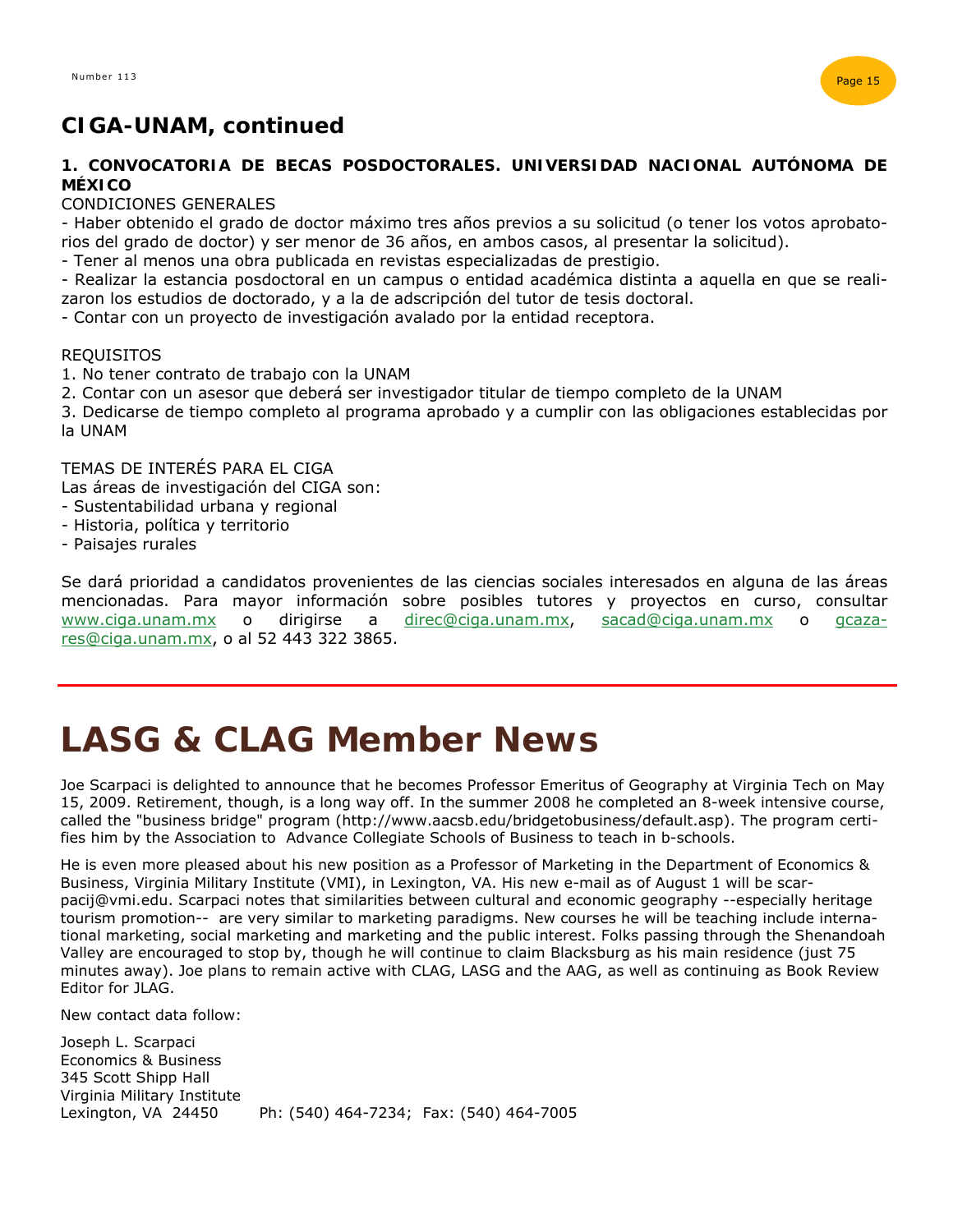## CIGA-UNAM, continued

**1. CONVOCATORIA DE BECAS POSDOCTORALES. UNIVERSIDAD NACIONAL AUTÓNOMA DE MÉXICO**

CONDICIONES GENERALES

- Haber obtenido el grado de doctor máximo tres años previos a su solicitud (o tener los votos aprobatorios del grado de doctor) y ser menor de 36 años, en ambos casos, al presentar la solicitud).
- Tener al menos una obra publicada en revistas especializadas de prestigio.
- Realizar la estancia posdoctoral en un campus o entidad académica distinta a aquella en que se realizaron los estudios de doctorado, y a la de adscripción del tutor de tesis doctoral.
- Contar con un proyecto de investigación avalado por la entidad receptora.

REQUISITOS

1. No tener contrato de trabajo con la UNAM
2. Contar con un asesor que deberá ser investigador titular de tiempo completo de la UNAM
3. Dedicarse de tiempo completo al programa aprobado y a cumplir con las obligaciones establecidas por la UNAM

TEMAS DE INTERÉS PARA EL CIGA

Las áreas de investigación del CIGA son:

- Sustentabilidad urbana y regional
- Historia, política y territorio
- Paisajes rurales

Se dará prioridad a candidatos provenientes de las ciencias sociales interesados en alguna de las áreas mencionadas. Para mayor información sobre posibles tutores y proyectos en curso, consultar www.ciga.unam.mx o dirigirse a direc@ciga.unam.mx, sacad@ciga.unam.mx o gcazares@ciga.unam.mx, o al 52 443 322 3865.

# LASG & CLAG Member News

Joe Scarpaci is delighted to announce that he becomes Professor Emeritus of Geography at Virginia Tech on May 15, 2009. Retirement, though, is a long way off. In the summer 2008 he completed an 8-week intensive course, called the "business bridge" program (http://www.aacsb.edu/bridgetobusiness/default.asp). The program certifies him by the Association to Advance Collegiate Schools of Business to teach in b-schools.

He is even more pleased about his new position as a Professor of Marketing in the Department of Economics & Business, Virginia Military Institute (VMI), in Lexington, VA. His new e-mail as of August 1 will be scarpacij@vmi.edu. Scarpaci notes that similarities between cultural and economic geography --especially heritage tourism promotion-- are very similar to marketing paradigms. New courses he will be teaching include international marketing, social marketing and marketing and the public interest. Folks passing through the Shenandoah Valley are encouraged to stop by, though he will continue to claim Blacksburg as his main residence (just 75 minutes away). Joe plans to remain active with CLAG, LASG and the AAG, as well as continuing as Book Review Editor for JLAG.

New contact data follow:

Joseph L. Scarpaci
Economics & Business
345 Scott Shipp Hall
Virginia Military Institute
Lexington, VA 24450 Ph: (540) 464-7234; Fax: (540) 464-7005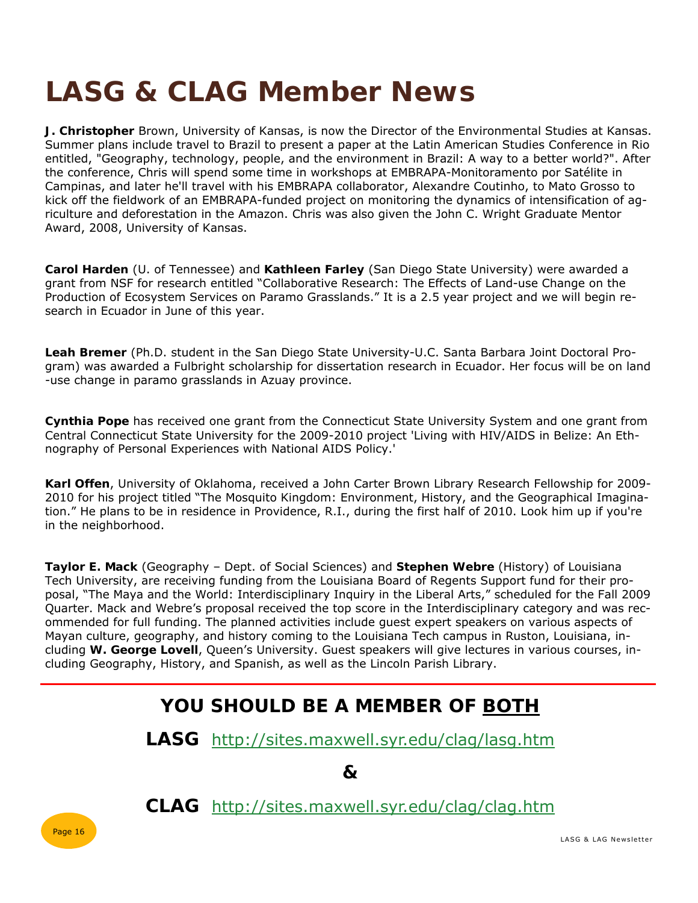# LASG & CLAG Member News

**J. Christopher** Brown, University of Kansas, is now the Director of the Environmental Studies at Kansas. Summer plans include travel to Brazil to present a paper at the Latin American Studies Conference in Rio entitled, "Geography, technology, people, and the environment in Brazil: A way to a better world?". After the conference, Chris will spend some time in workshops at EMBRAPA-Monitoramento por Satélite in Campinas, and later he'll travel with his EMBRAPA collaborator, Alexandre Coutinho, to Mato Grosso to kick off the fieldwork of an EMBRAPA-funded project on monitoring the dynamics of intensification of agriculture and deforestation in the Amazon. Chris was also given the John C. Wright Graduate Mentor Award, 2008, University of Kansas.

**Carol Harden** (U. of Tennessee) and **Kathleen Farley** (San Diego State University) were awarded a grant from NSF for research entitled "Collaborative Research: The Effects of Land-use Change on the Production of Ecosystem Services on Paramo Grasslands." It is a 2.5 year project and we will begin research in Ecuador in June of this year.

**Leah Bremer** (Ph.D. student in the San Diego State University-U.C. Santa Barbara Joint Doctoral Program) was awarded a Fulbright scholarship for dissertation research in Ecuador. Her focus will be on land-use change in paramo grasslands in Azuay province.

**Cynthia Pope** has received one grant from the Connecticut State University System and one grant from Central Connecticut State University for the 2009-2010 project 'Living with HIV/AIDS in Belize: An Ethnography of Personal Experiences with National AIDS Policy.'

**Karl Offen**, University of Oklahoma, received a John Carter Brown Library Research Fellowship for 2009-2010 for his project titled "The Mosquito Kingdom: Environment, History, and the Geographical Imagination." He plans to be in residence in Providence, R.I., during the first half of 2010. Look him up if you're in the neighborhood.

**Taylor E. Mack** (Geography – Dept. of Social Sciences) and **Stephen Webre** (History) of Louisiana Tech University, are receiving funding from the Louisiana Board of Regents Support fund for their proposal, "The Maya and the World: Interdisciplinary Inquiry in the Liberal Arts," scheduled for the Fall 2009 Quarter. Mack and Webre's proposal received the top score in the Interdisciplinary category and was recommended for full funding. The planned activities include guest expert speakers on various aspects of Mayan culture, geography, and history coming to the Louisiana Tech campus in Ruston, Louisiana, including **W. George Lovell**, Queen's University. Guest speakers will give lectures in various courses, including Geography, History, and Spanish, as well as the Lincoln Parish Library.

---

## YOU SHOULD BE A MEMBER OF <u>BOTH</u>

**LASG** http://sites.maxwell.syr.edu/clag/lasg.htm

**&**

**CLAG** http://sites.maxwell.syr.edu/clag/clag.htm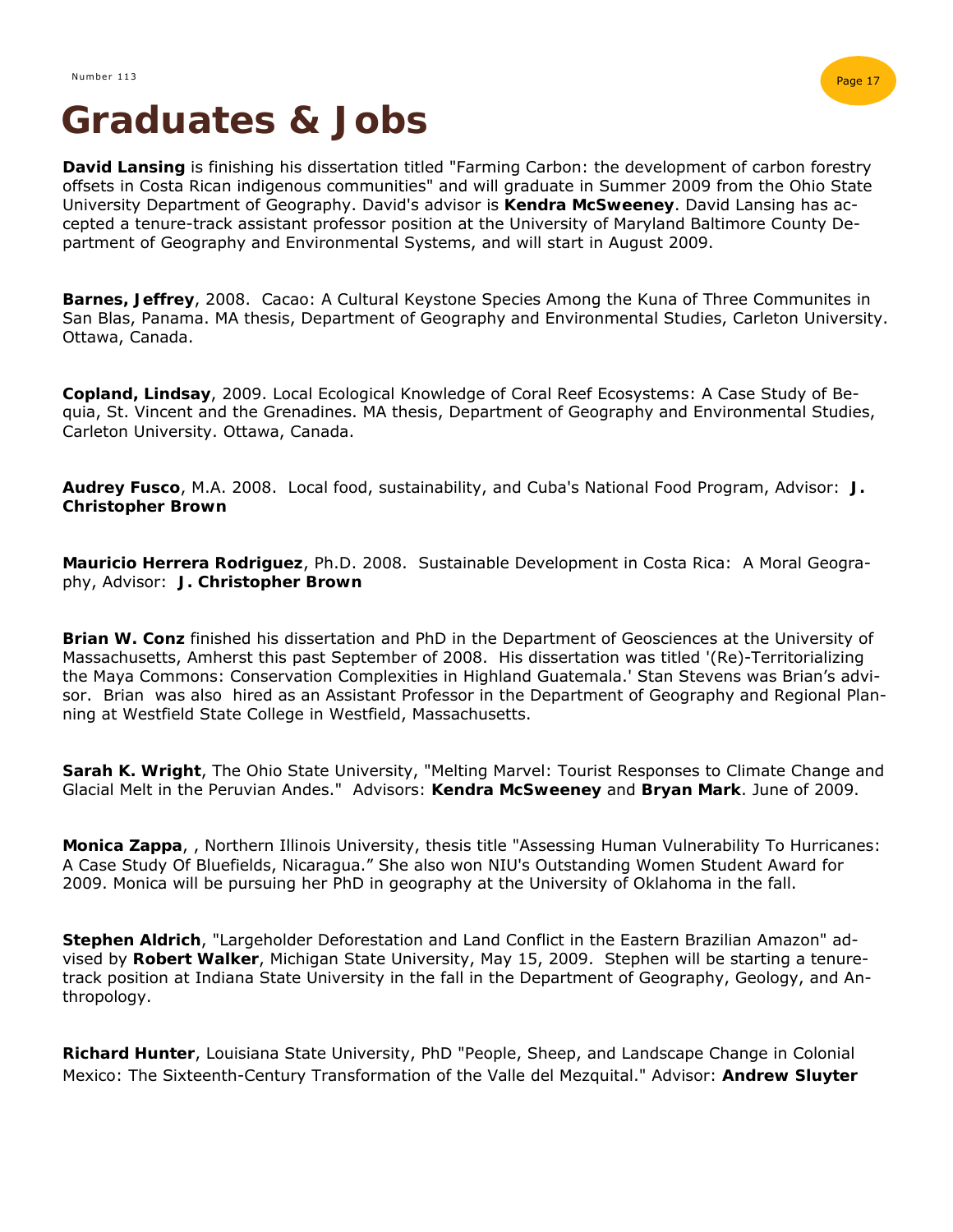# Graduates & Jobs

**David Lansing** is finishing his dissertation titled "Farming Carbon: the development of carbon forestry offsets in Costa Rican indigenous communities" and will graduate in Summer 2009 from the Ohio State University Department of Geography. David's advisor is **Kendra McSweeney**. David Lansing has accepted a tenure-track assistant professor position at the University of Maryland Baltimore County Department of Geography and Environmental Systems, and will start in August 2009.

**Barnes, Jeffrey**, 2008. Cacao: A Cultural Keystone Species Among the Kuna of Three Communites in San Blas, Panama. MA thesis, Department of Geography and Environmental Studies, Carleton University. Ottawa, Canada.

**Copland, Lindsay**, 2009. Local Ecological Knowledge of Coral Reef Ecosystems: A Case Study of Bequia, St. Vincent and the Grenadines. MA thesis, Department of Geography and Environmental Studies, Carleton University. Ottawa, Canada.

**Audrey Fusco**, M.A. 2008. Local food, sustainability, and Cuba's National Food Program, Advisor: **J. Christopher Brown**

**Mauricio Herrera Rodriguez**, Ph.D. 2008. Sustainable Development in Costa Rica: A Moral Geography, Advisor: **J. Christopher Brown**

**Brian W. Conz** finished his dissertation and PhD in the Department of Geosciences at the University of Massachusetts, Amherst this past September of 2008. His dissertation was titled '(Re)-Territorializing the Maya Commons: Conservation Complexities in Highland Guatemala.' Stan Stevens was Brian's advisor. Brian was also hired as an Assistant Professor in the Department of Geography and Regional Planning at Westfield State College in Westfield, Massachusetts.

**Sarah K. Wright**, The Ohio State University, "Melting Marvel: Tourist Responses to Climate Change and Glacial Melt in the Peruvian Andes." Advisors: **Kendra McSweeney** and **Bryan Mark**. June of 2009.

**Monica Zappa**, , Northern Illinois University, thesis title "Assessing Human Vulnerability To Hurricanes: A Case Study Of Bluefields, Nicaragua." She also won NIU's Outstanding Women Student Award for 2009. Monica will be pursuing her PhD in geography at the University of Oklahoma in the fall.

**Stephen Aldrich**, "Largeholder Deforestation and Land Conflict in the Eastern Brazilian Amazon" advised by **Robert Walker**, Michigan State University, May 15, 2009. Stephen will be starting a tenure-track position at Indiana State University in the fall in the Department of Geography, Geology, and Anthropology.

**Richard Hunter**, Louisiana State University, PhD "People, Sheep, and Landscape Change in Colonial Mexico: The Sixteenth-Century Transformation of the Valle del Mezquital." Advisor: **Andrew Sluyter**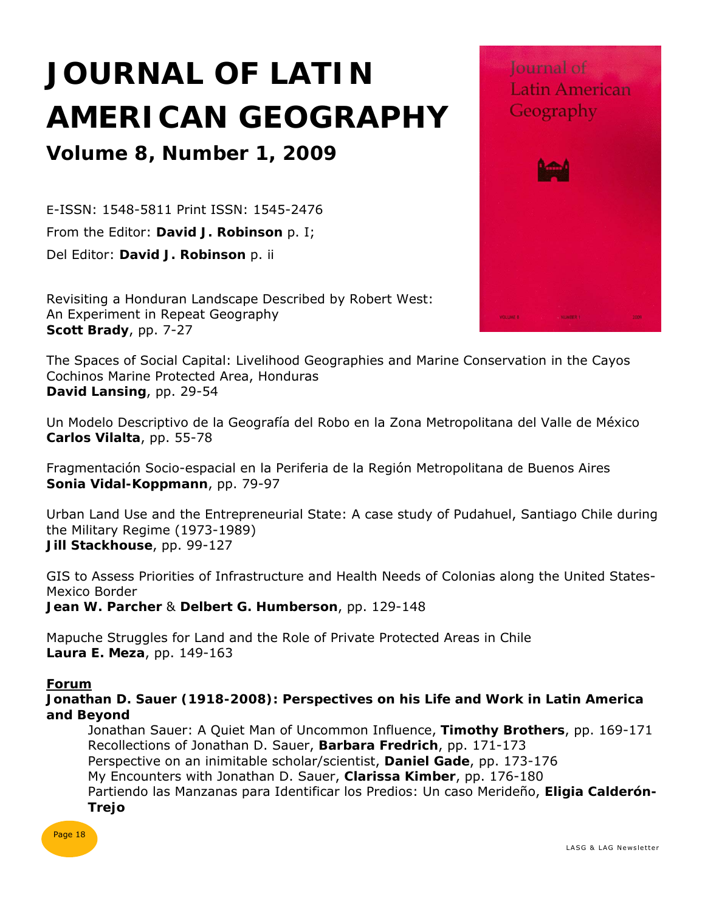# JOURNAL OF LATIN AMERICAN GEOGRAPHY

## Volume 8, Number 1, 2009

E-ISSN: 1548-5811 Print ISSN: 1545-2476

From the Editor: **David J. Robinson** p. I;

Del Editor: **David J. Robinson** p. ii

Revisiting a Honduran Landscape Described by Robert West: An Experiment in Repeat Geography
**Scott Brady**, pp. 7-27

The Spaces of Social Capital: Livelihood Geographies and Marine Conservation in the Cayos Cochinos Marine Protected Area, Honduras
**David Lansing**, pp. 29-54

Un Modelo Descriptivo de la Geografía del Robo en la Zona Metropolitana del Valle de México
**Carlos Vilalta**, pp. 55-78

Fragmentación Socio-espacial en la Periferia de la Región Metropolitana de Buenos Aires
**Sonia Vidal-Koppmann**, pp. 79-97

Urban Land Use and the Entrepreneurial State: A case study of Pudahuel, Santiago Chile during the Military Regime (1973-1989)
**Jill Stackhouse**, pp. 99-127

GIS to Assess Priorities of Infrastructure and Health Needs of Colonias along the United States-Mexico Border
**Jean W. Parcher** & **Delbert G. Humberson**, pp. 129-148

Mapuche Struggles for Land and the Role of Private Protected Areas in Chile
**Laura E. Meza**, pp. 149-163

**Forum**

**Jonathan D. Sauer (1918-2008): Perspectives on his Life and Work in Latin America and Beyond**

- Jonathan Sauer: A Quiet Man of Uncommon Influence, **Timothy Brothers**, pp. 169-171
- Recollections of Jonathan D. Sauer, **Barbara Fredrich**, pp. 171-173
- Perspective on an inimitable scholar/scientist, **Daniel Gade**, pp. 173-176
- My Encounters with Jonathan D. Sauer, **Clarissa Kimber**, pp. 176-180
- Partiendo las Manzanas para Identificar los Predios: Un caso Merideño, **Eligia Calderón-Trejo**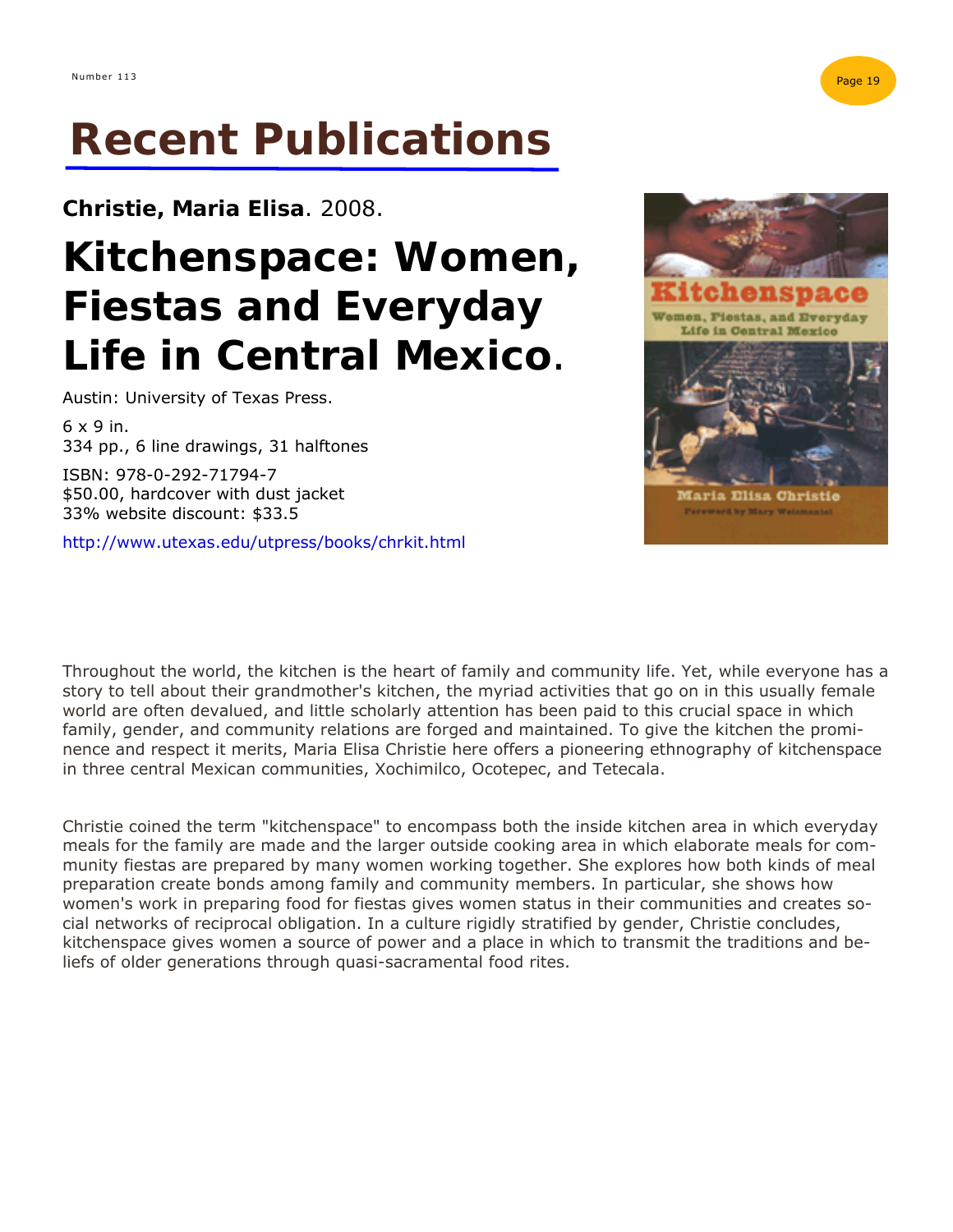# Recent Publications

**Christie, Maria Elisa**. 2008.

## Kitchenspace: Women, Fiestas and Everyday Life in Central Mexico.

Austin: University of Texas Press.

6 x 9 in.
334 pp., 6 line drawings, 31 halftones

ISBN: 978-0-292-71794-7
$50.00, hardcover with dust jacket
33% website discount: $33.5

http://www.utexas.edu/utpress/books/chrkit.html

Throughout the world, the kitchen is the heart of family and community life. Yet, while everyone has a story to tell about their grandmother's kitchen, the myriad activities that go on in this usually female world are often devalued, and little scholarly attention has been paid to this crucial space in which family, gender, and community relations are forged and maintained. To give the kitchen the prominence and respect it merits, Maria Elisa Christie here offers a pioneering ethnography of kitchenspace in three central Mexican communities, Xochimilco, Ocotepec, and Tetecala.

Christie coined the term "kitchenspace" to encompass both the inside kitchen area in which everyday meals for the family are made and the larger outside cooking area in which elaborate meals for community fiestas are prepared by many women working together. She explores how both kinds of meal preparation create bonds among family and community members. In particular, she shows how women's work in preparing food for fiestas gives women status in their communities and creates social networks of reciprocal obligation. In a culture rigidly stratified by gender, Christie concludes, kitchenspace gives women a source of power and a place in which to transmit the traditions and beliefs of older generations through quasi-sacramental food rites.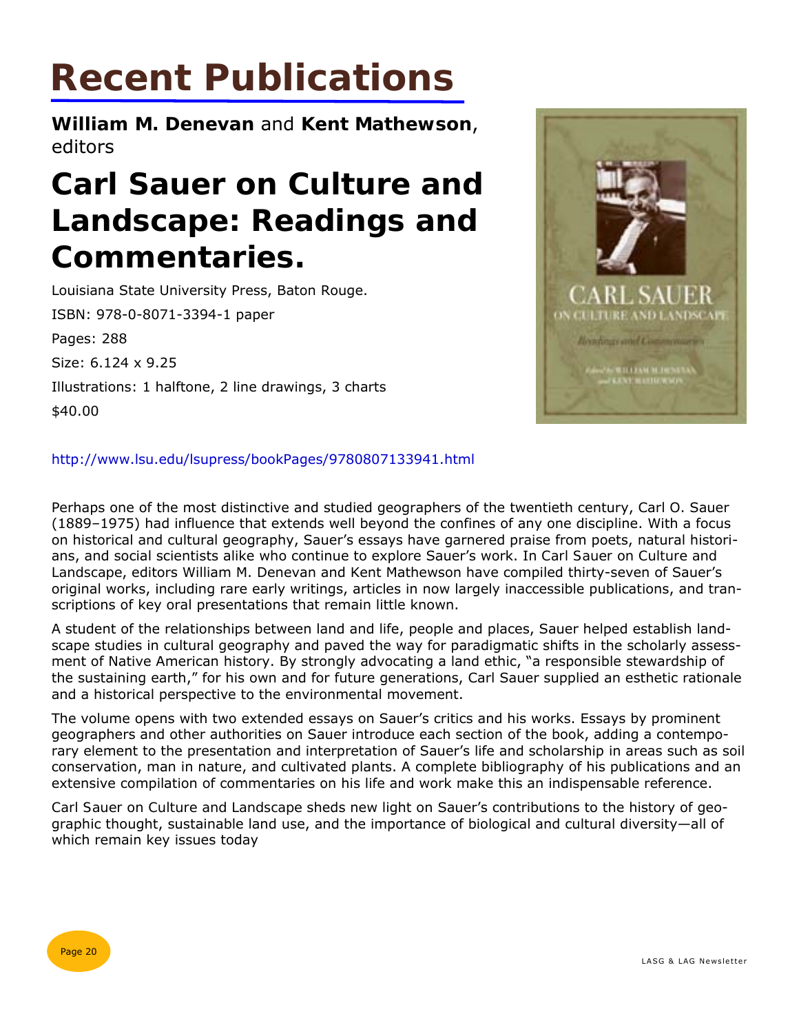# Recent Publications

**William M. Denevan** and **Kent Mathewson**, editors

## Carl Sauer on Culture and Landscape: Readings and Commentaries.

Louisiana State University Press, Baton Rouge.

ISBN: 978-0-8071-3394-1 paper

Pages: 288

Size: 6.124 x 9.25

Illustrations: 1 halftone, 2 line drawings, 3 charts

$40.00

http://www.lsu.edu/lsupress/bookPages/9780807133941.html

Perhaps one of the most distinctive and studied geographers of the twentieth century, Carl O. Sauer (1889–1975) had influence that extends well beyond the confines of any one discipline. With a focus on historical and cultural geography, Sauer's essays have garnered praise from poets, natural historians, and social scientists alike who continue to explore Sauer's work. In Carl Sauer on Culture and Landscape, editors William M. Denevan and Kent Mathewson have compiled thirty-seven of Sauer's original works, including rare early writings, articles in now largely inaccessible publications, and transcriptions of key oral presentations that remain little known.

A student of the relationships between land and life, people and places, Sauer helped establish landscape studies in cultural geography and paved the way for paradigmatic shifts in the scholarly assessment of Native American history. By strongly advocating a land ethic, "a responsible stewardship of the sustaining earth," for his own and for future generations, Carl Sauer supplied an esthetic rationale and a historical perspective to the environmental movement.

The volume opens with two extended essays on Sauer's critics and his works. Essays by prominent geographers and other authorities on Sauer introduce each section of the book, adding a contemporary element to the presentation and interpretation of Sauer's life and scholarship in areas such as soil conservation, man in nature, and cultivated plants. A complete bibliography of his publications and an extensive compilation of commentaries on his life and work make this an indispensable reference.

Carl Sauer on Culture and Landscape sheds new light on Sauer's contributions to the history of geographic thought, sustainable land use, and the importance of biological and cultural diversity—all of which remain key issues today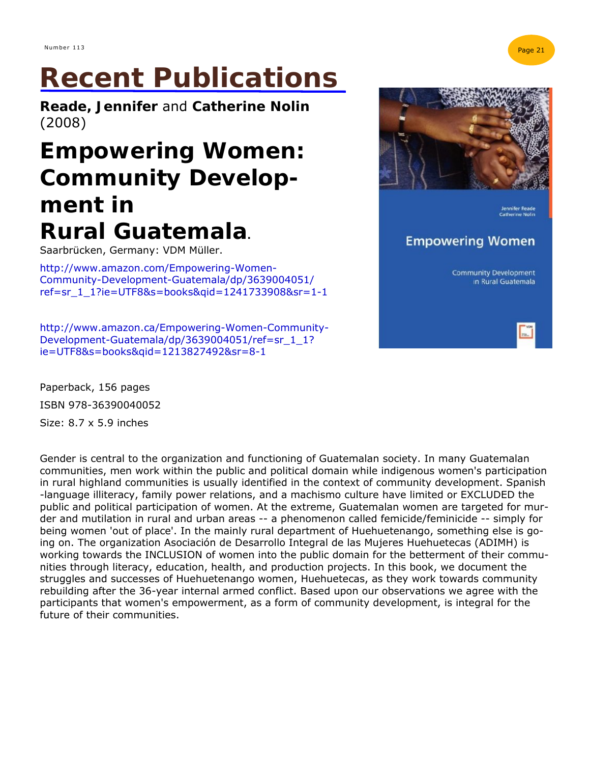# Recent Publications

**Reade, Jennifer** and **Catherine Nolin** (2008)

## Empowering Women: Community Development in Rural Guatemala.

Saarbrücken, Germany: VDM Müller.

http://www.amazon.com/Empowering-Women-Community-Development-Guatemala/dp/3639004051/ref=sr_1_1?ie=UTF8&s=books&qid=1241733908&sr=1-1

http://www.amazon.ca/Empowering-Women-Community-Development-Guatemala/dp/3639004051/ref=sr_1_1?ie=UTF8&s=books&qid=1213827492&sr=8-1

Paperback, 156 pages

ISBN 978-36390040052

Size: 8.7 x 5.9 inches

Gender is central to the organization and functioning of Guatemalan society. In many Guatemalan communities, men work within the public and political domain while indigenous women's participation in rural highland communities is usually identified in the context of community development. Spanish-language illiteracy, family power relations, and a machismo culture have limited or EXCLUDED the public and political participation of women. At the extreme, Guatemalan women are targeted for murder and mutilation in rural and urban areas -- a phenomenon called femicide/feminicide -- simply for being women 'out of place'. In the mainly rural department of Huehuetenango, something else is going on. The organization Asociación de Desarrollo Integral de las Mujeres Huehuetecas (ADIMH) is working towards the INCLUSION of women into the public domain for the betterment of their communities through literacy, education, health, and production projects. In this book, we document the struggles and successes of Huehuetenango women, Huehuetecas, as they work towards community rebuilding after the 36-year internal armed conflict. Based upon our observations we agree with the participants that women's empowerment, as a form of community development, is integral for the future of their communities.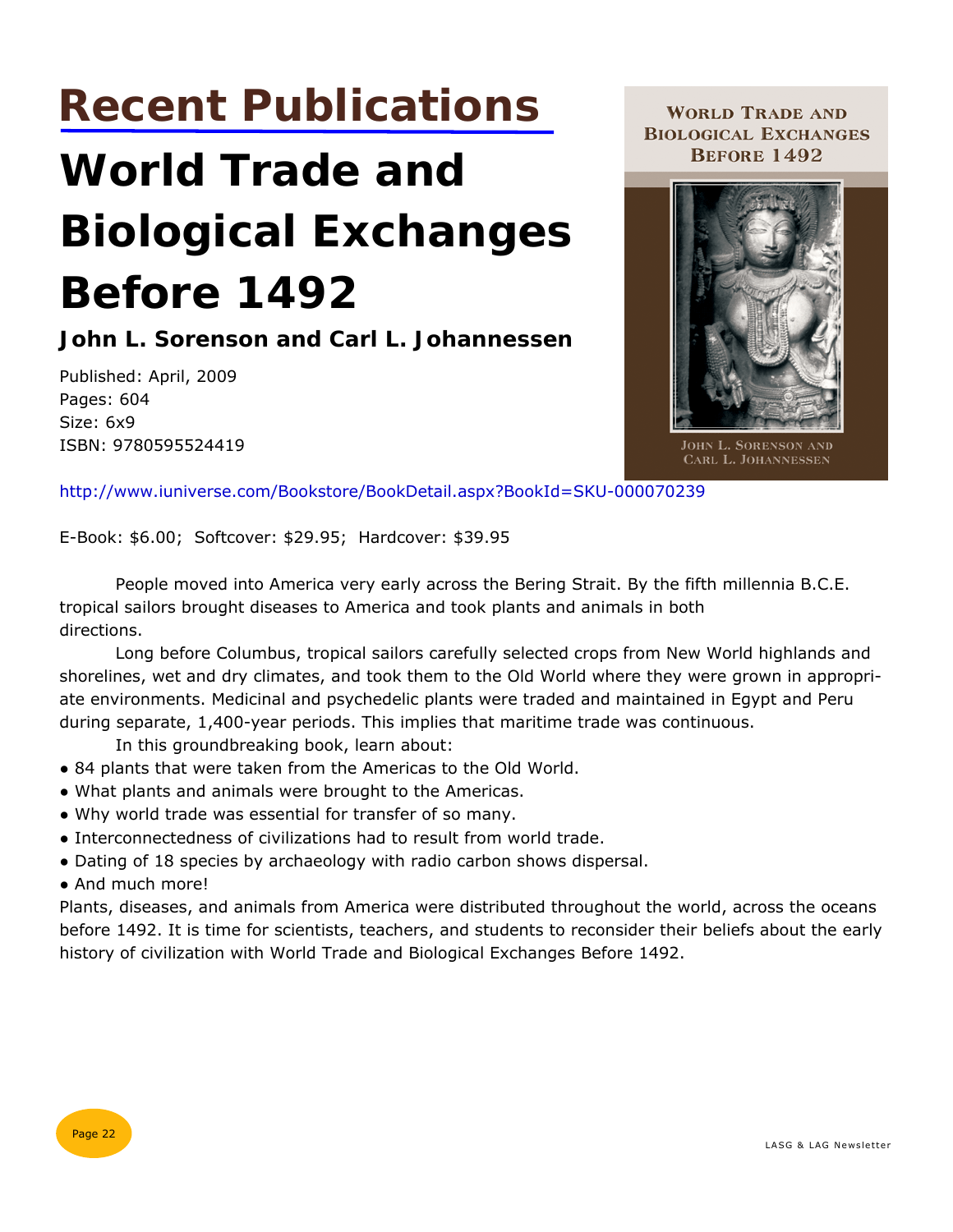# Recent Publications

## World Trade and Biological Exchanges Before 1492

### John L. Sorenson and Carl L. Johannessen

Published: April, 2009
Pages: 604
Size: 6x9
ISBN: 9780595524419

http://www.iuniverse.com/Bookstore/BookDetail.aspx?BookId=SKU-000070239

E-Book: $6.00; Softcover: $29.95; Hardcover: $39.95

People moved into America very early across the Bering Strait. By the fifth millennia B.C.E. tropical sailors brought diseases to America and took plants and animals in both directions.

Long before Columbus, tropical sailors carefully selected crops from New World highlands and shorelines, wet and dry climates, and took them to the Old World where they were grown in appropriate environments. Medicinal and psychedelic plants were traded and maintained in Egypt and Peru during separate, 1,400-year periods. This implies that maritime trade was continuous.

In this groundbreaking book, learn about:

- 84 plants that were taken from the Americas to the Old World.
- What plants and animals were brought to the Americas.
- Why world trade was essential for transfer of so many.
- Interconnectedness of civilizations had to result from world trade.
- Dating of 18 species by archaeology with radio carbon shows dispersal.
- And much more!

Plants, diseases, and animals from America were distributed throughout the world, across the oceans before 1492. It is time for scientists, teachers, and students to reconsider their beliefs about the early history of civilization with World Trade and Biological Exchanges Before 1492.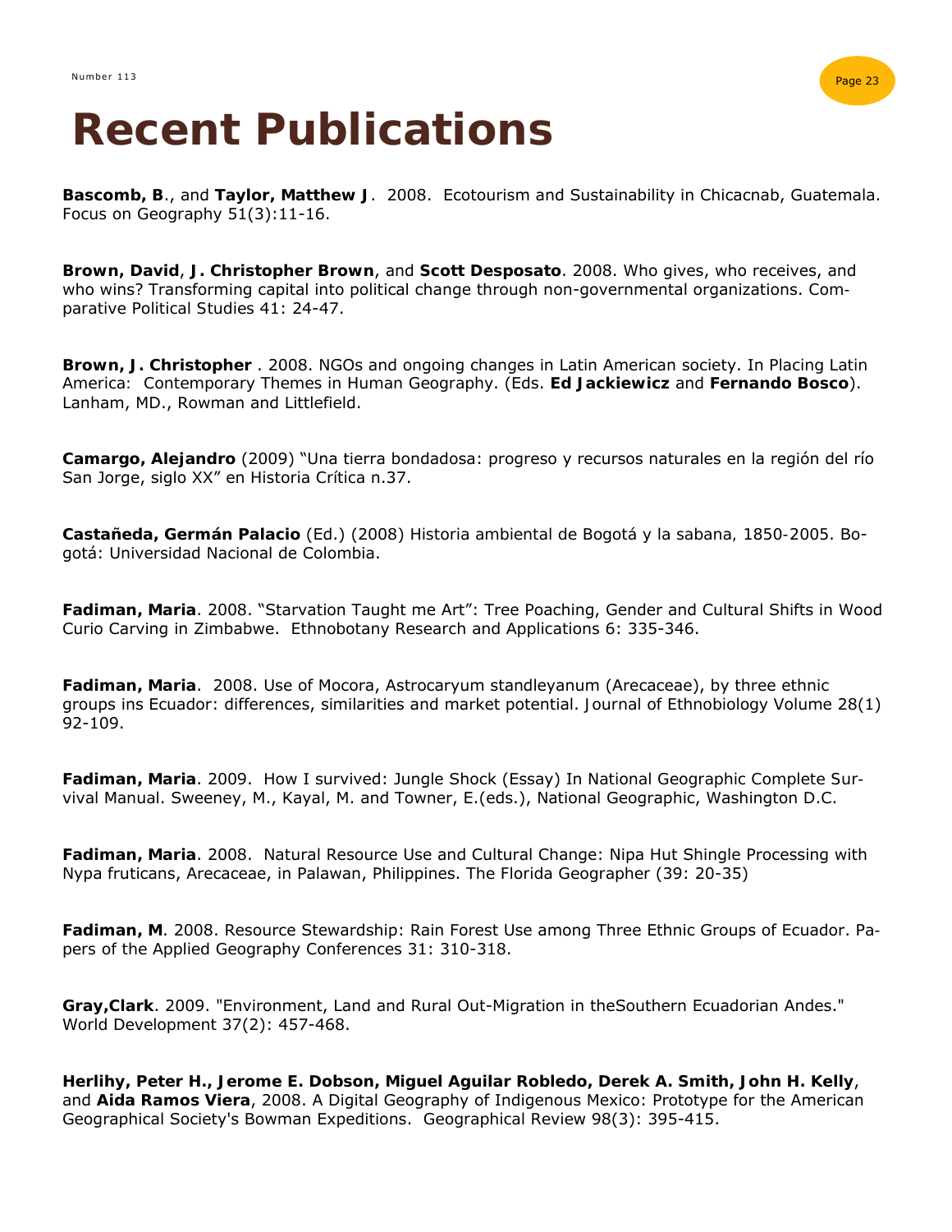# Recent Publications

**Bascomb, B**., and **Taylor, Matthew J**. 2008. Ecotourism and Sustainability in Chicacnab, Guatemala. Focus on Geography 51(3):11-16.

**Brown, David**, **J. Christopher Brown**, and **Scott Desposato**. 2008. Who gives, who receives, and who wins? Transforming capital into political change through non-governmental organizations. Comparative Political Studies 41: 24-47.

**Brown, J. Christopher** . 2008. NGOs and ongoing changes in Latin American society. In Placing Latin America: Contemporary Themes in Human Geography. (Eds. **Ed Jackiewicz** and **Fernando Bosco**). Lanham, MD., Rowman and Littlefield.

**Camargo, Alejandro** (2009) "Una tierra bondadosa: progreso y recursos naturales en la región del río San Jorge, siglo XX" en Historia Crítica n.37.

**Castañeda, Germán Palacio** (Ed.) (2008) Historia ambiental de Bogotá y la sabana, 1850-2005. Bogotá: Universidad Nacional de Colombia.

**Fadiman, Maria**. 2008. "Starvation Taught me Art": Tree Poaching, Gender and Cultural Shifts in Wood Curio Carving in Zimbabwe. Ethnobotany Research and Applications 6: 335-346.

**Fadiman, Maria**. 2008. Use of Mocora, Astrocaryum standleyanum (Arecaceae), by three ethnic groups ins Ecuador: differences, similarities and market potential. Journal of Ethnobiology Volume 28(1) 92-109.

**Fadiman, Maria**. 2009. How I survived: Jungle Shock (Essay) In National Geographic Complete Survival Manual. Sweeney, M., Kayal, M. and Towner, E.(eds.), National Geographic, Washington D.C.

**Fadiman, Maria**. 2008. Natural Resource Use and Cultural Change: Nipa Hut Shingle Processing with Nypa fruticans, Arecaceae, in Palawan, Philippines. The Florida Geographer (39: 20-35)

**Fadiman, M**. 2008. Resource Stewardship: Rain Forest Use among Three Ethnic Groups of Ecuador. Papers of the Applied Geography Conferences 31: 310-318.

**Gray,Clark**. 2009. "Environment, Land and Rural Out-Migration in theSouthern Ecuadorian Andes." World Development 37(2): 457-468.

**Herlihy, Peter H., Jerome E. Dobson, Miguel Aguilar Robledo, Derek A. Smith, John H. Kelly**, and **Aida Ramos Viera**, 2008. A Digital Geography of Indigenous Mexico: Prototype for the American Geographical Society's Bowman Expeditions. Geographical Review 98(3): 395-415.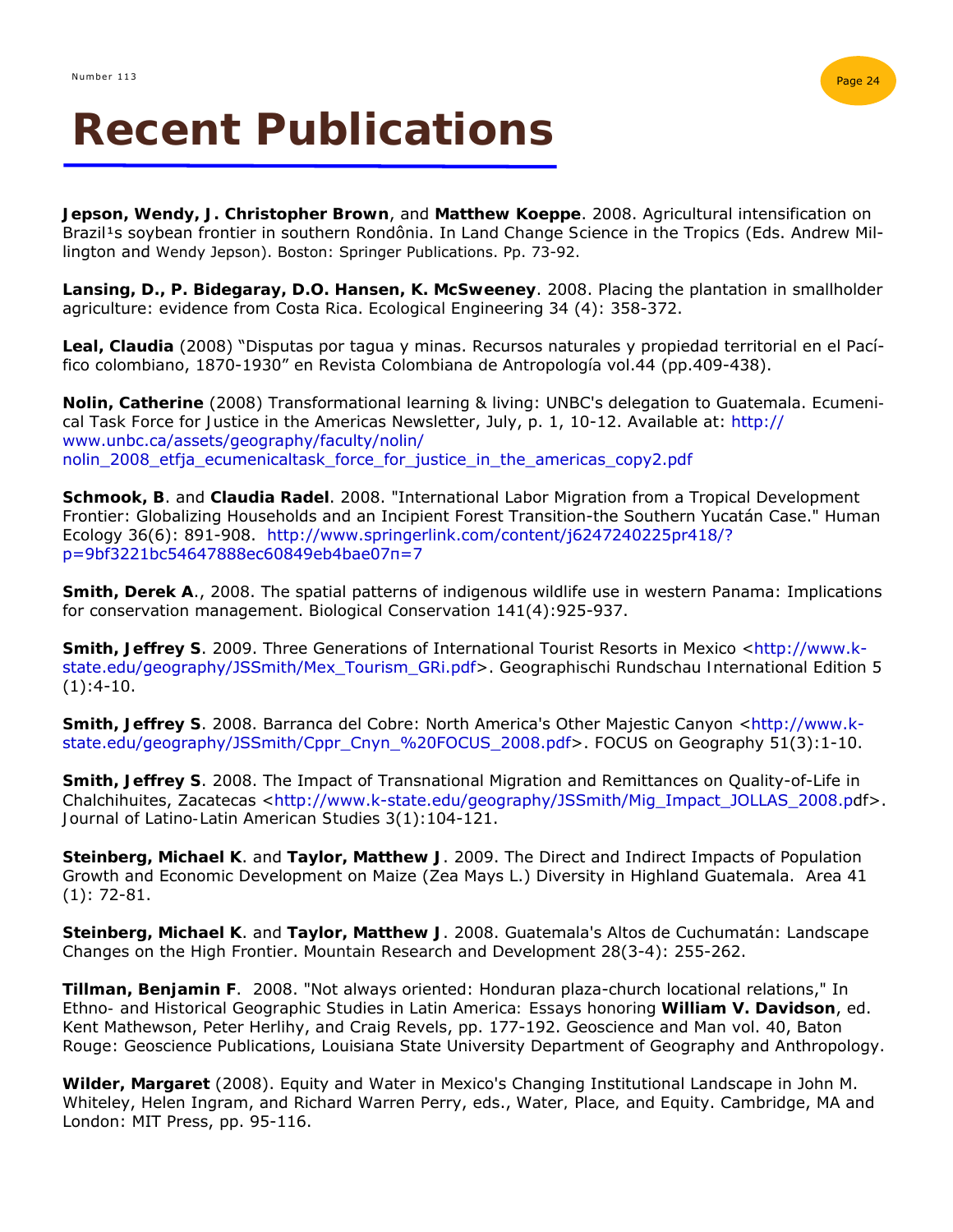# Recent Publications

**Jepson, Wendy, J. Christopher Brown**, and **Matthew Koeppe**. 2008. Agricultural intensification on Brazil¹s soybean frontier in southern Rondônia. In Land Change Science in the Tropics (Eds. Andrew Millington and Wendy Jepson). Boston: Springer Publications. Pp. 73-92.

**Lansing, D., P. Bidegaray, D.O. Hansen, K. McSweeney**. 2008. Placing the plantation in smallholder agriculture: evidence from Costa Rica. Ecological Engineering 34 (4): 358-372.

**Leal, Claudia** (2008) "Disputas por tagua y minas. Recursos naturales y propiedad territorial en el Pacífico colombiano, 1870-1930" en Revista Colombiana de Antropología vol.44 (pp.409-438).

**Nolin, Catherine** (2008) Transformational learning & living: UNBC's delegation to Guatemala. Ecumenical Task Force for Justice in the Americas Newsletter, July, p. 1, 10-12. Available at: http://www.unbc.ca/assets/geography/faculty/nolin/nolin_2008_etfja_ecumenicaltask_force_for_justice_in_the_americas_copy2.pdf

**Schmook, B**. and **Claudia Radel**. 2008. "International Labor Migration from a Tropical Development Frontier: Globalizing Households and an Incipient Forest Transition-the Southern Yucatán Case." Human Ecology 36(6): 891-908. http://www.springerlink.com/content/j6247240225pr418/?p=9bf3221bc54647888ec60849eb4bae07π=7

**Smith, Derek A**., 2008. The spatial patterns of indigenous wildlife use in western Panama: Implications for conservation management. Biological Conservation 141(4):925-937.

**Smith, Jeffrey S**. 2009. Three Generations of International Tourist Resorts in Mexico <http://www.k-state.edu/geography/JSSmith/Mex_Tourism_GRi.pdf>. Geographischi Rundschau International Edition 5 (1):4-10.

**Smith, Jeffrey S**. 2008. Barranca del Cobre: North America's Other Majestic Canyon <http://www.k-state.edu/geography/JSSmith/Cppr_Cnyn_%20FOCUS_2008.pdf>. FOCUS on Geography 51(3):1-10.

**Smith, Jeffrey S**. 2008. The Impact of Transnational Migration and Remittances on Quality-of-Life in Chalchihuites, Zacatecas <http://www.k-state.edu/geography/JSSmith/Mig_Impact_JOLLAS_2008.pdf>. Journal of Latino-Latin American Studies 3(1):104-121.

**Steinberg, Michael K**. and **Taylor, Matthew J**. 2009. The Direct and Indirect Impacts of Population Growth and Economic Development on Maize (Zea Mays L.) Diversity in Highland Guatemala. Area 41 (1): 72-81.

**Steinberg, Michael K**. and **Taylor, Matthew J**. 2008. Guatemala's Altos de Cuchumatán: Landscape Changes on the High Frontier. Mountain Research and Development 28(3-4): 255-262.

**Tillman, Benjamin F**. 2008. "Not always oriented: Honduran plaza-church locational relations," In Ethno- and Historical Geographic Studies in Latin America: Essays honoring **William V. Davidson**, ed. Kent Mathewson, Peter Herlihy, and Craig Revels, pp. 177-192. Geoscience and Man vol. 40, Baton Rouge: Geoscience Publications, Louisiana State University Department of Geography and Anthropology.

**Wilder, Margaret** (2008). Equity and Water in Mexico's Changing Institutional Landscape in John M. Whiteley, Helen Ingram, and Richard Warren Perry, eds., Water, Place, and Equity. Cambridge, MA and London: MIT Press, pp. 95-116.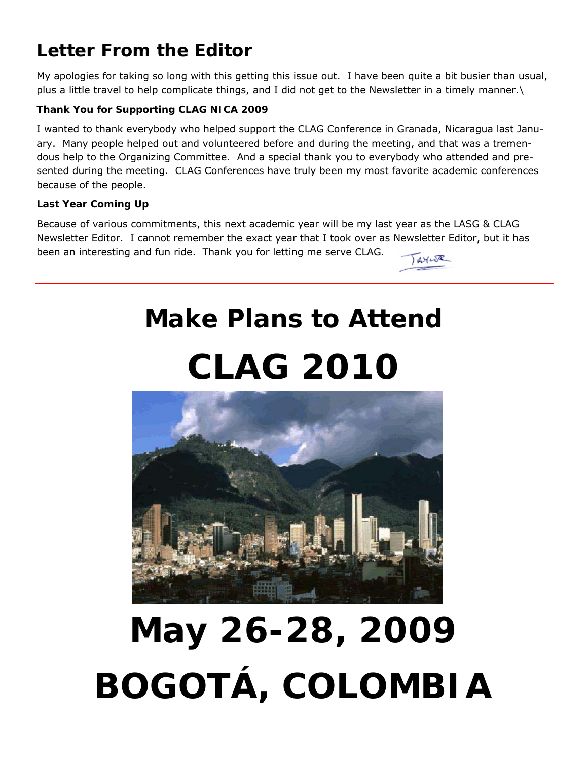## Letter From the Editor

My apologies for taking so long with this getting this issue out. I have been quite a bit busier than usual, plus a little travel to help complicate things, and I did not get to the Newsletter in a timely manner.\

**Thank You for Supporting CLAG NICA 2009**

I wanted to thank everybody who helped support the CLAG Conference in Granada, Nicaragua last January. Many people helped out and volunteered before and during the meeting, and that was a tremendous help to the Organizing Committee. And a special thank you to everybody who attended and presented during the meeting. CLAG Conferences have truly been my most favorite academic conferences because of the people.

**Last Year Coming Up**

Because of various commitments, this next academic year will be my last year as the LASG & CLAG Newsletter Editor. I cannot remember the exact year that I took over as Newsletter Editor, but it has been an interesting and fun ride. Thank you for letting me serve CLAG.

Taylor

---

# Make Plans to Attend

# CLAG 2010

# May 26-28, 2009

# BOGOTÁ, COLOMBIA